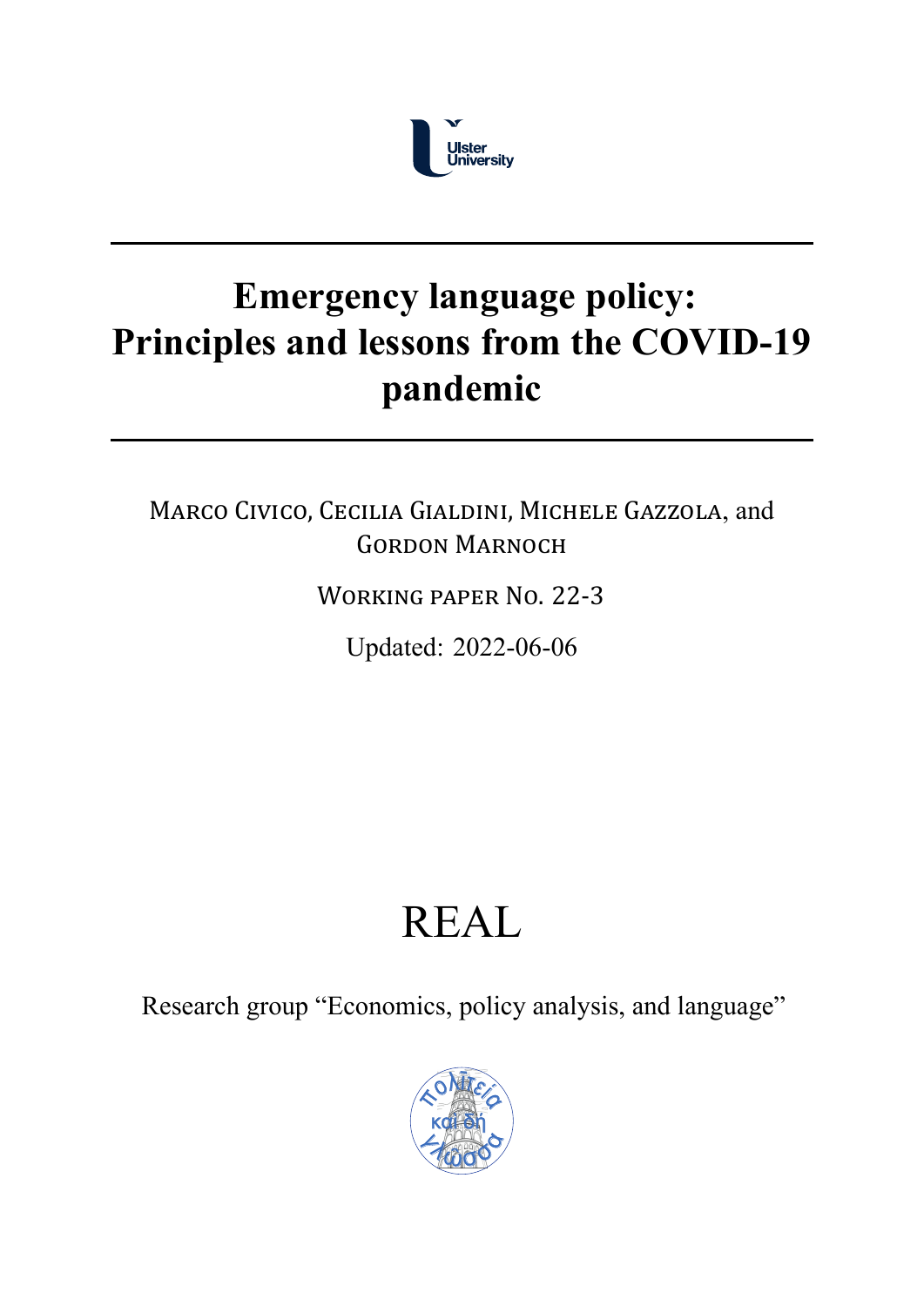Ulster University

# Emergency language policy: Principles and lessons from the COVID-19 pandemic

Marco Civico, Cecilia Gialdini, Michele Gazzola, and Gordon Marnoch

Working paper No. 22-3

Updated: 2022-06-06

# REAL

Research group "Economics, policy analysis, and language"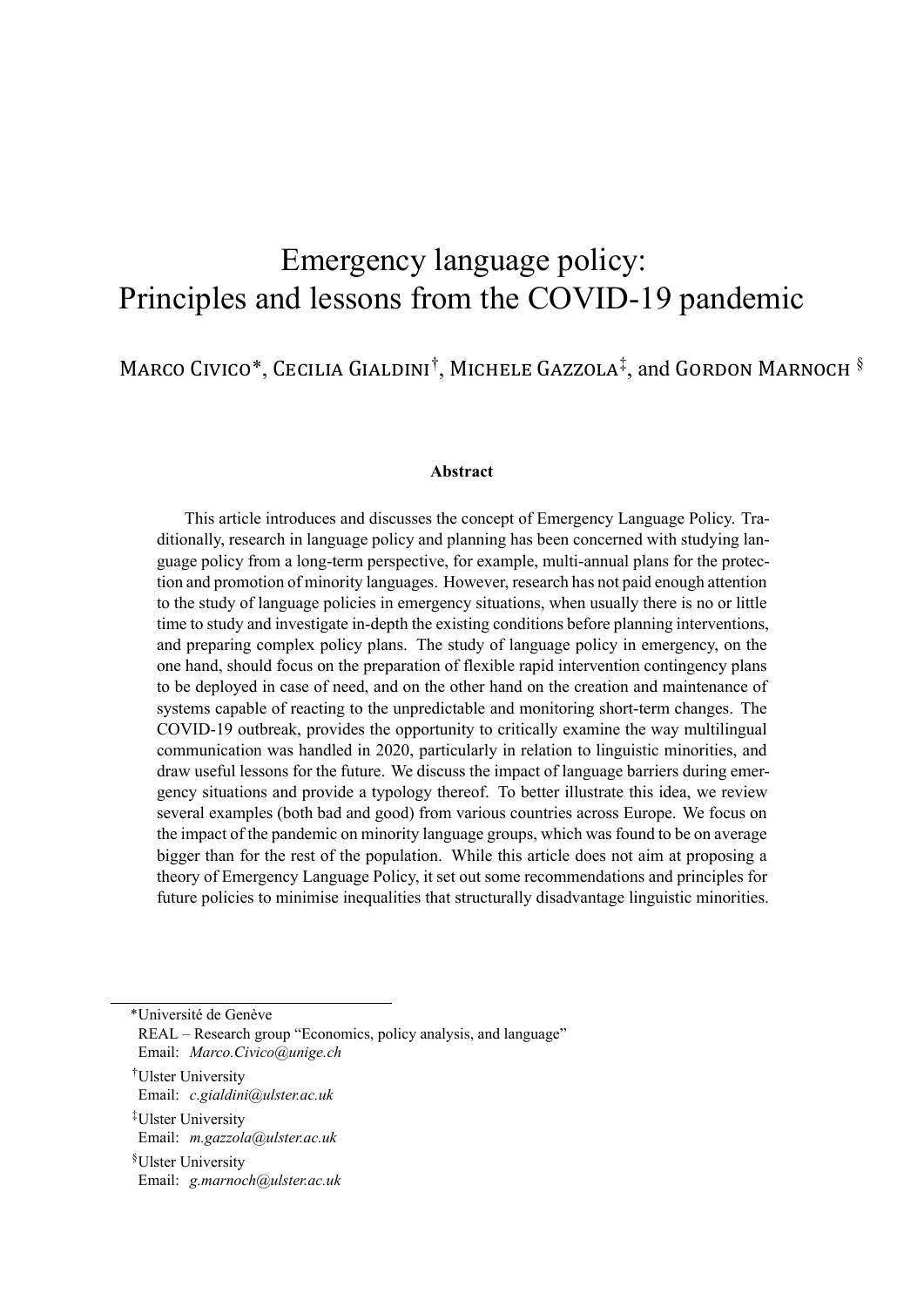# Emergency language policy: Principles and lessons from the COVID-19 pandemic

Marco Civico*, Cecilia Gialdini[†], Michele Gazzola[‡], and Gordon Marnoch[§]

**Abstract**

This article introduces and discusses the concept of Emergency Language Policy. Traditionally, research in language policy and planning has been concerned with studying language policy from a long-term perspective, for example, multi-annual plans for the protection and promotion of minority languages. However, research has not paid enough attention to the study of language policies in emergency situations, when usually there is no or little time to study and investigate in-depth the existing conditions before planning interventions, and preparing complex policy plans. The study of language policy in emergency, on the one hand, should focus on the preparation of flexible rapid intervention contingency plans to be deployed in case of need, and on the other hand on the creation and maintenance of systems capable of reacting to the unpredictable and monitoring short-term changes. The COVID-19 outbreak, provides the opportunity to critically examine the way multilingual communication was handled in 2020, particularly in relation to linguistic minorities, and draw useful lessons for the future. We discuss the impact of language barriers during emergency situations and provide a typology thereof. To better illustrate this idea, we review several examples (both bad and good) from various countries across Europe. We focus on the impact of the pandemic on minority language groups, which was found to be on average bigger than for the rest of the population. While this article does not aim at proposing a theory of Emergency Language Policy, it set out some recommendations and principles for future policies to minimise inequalities that structurally disadvantage linguistic minorities.

---

*Université de Genève
REAL – Research group "Economics, policy analysis, and language"
Email: *Marco.Civico@unige.ch*

[†]Ulster University
Email: *c.gialdini@ulster.ac.uk*

[‡]Ulster University
Email: *m.gazzola@ulster.ac.uk*

[§]Ulster University
Email: *g.marnoch@ulster.ac.uk*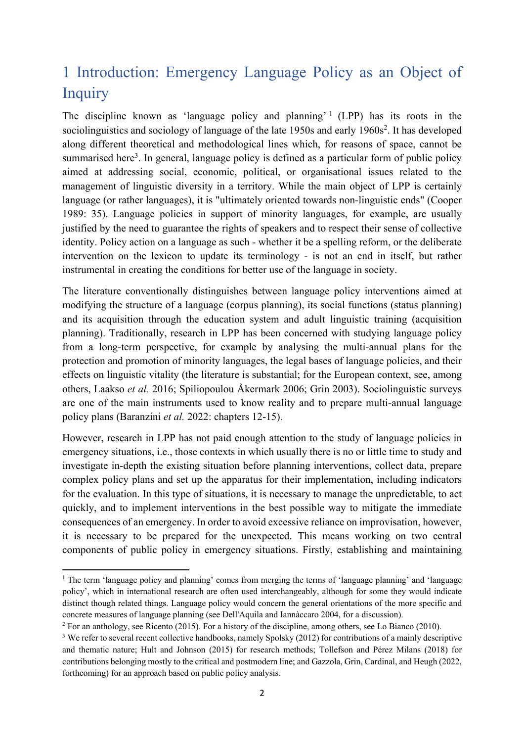# 1 Introduction: Emergency Language Policy as an Object of Inquiry

The discipline known as 'language policy and planning'[1] (LPP) has its roots in the sociolinguistics and sociology of language of the late 1950s and early 1960s[2]. It has developed along different theoretical and methodological lines which, for reasons of space, cannot be summarised here[3]. In general, language policy is defined as a particular form of public policy aimed at addressing social, economic, political, or organisational issues related to the management of linguistic diversity in a territory. While the main object of LPP is certainly language (or rather languages), it is "ultimately oriented towards non-linguistic ends" (Cooper 1989: 35). Language policies in support of minority languages, for example, are usually justified by the need to guarantee the rights of speakers and to respect their sense of collective identity. Policy action on a language as such - whether it be a spelling reform, or the deliberate intervention on the lexicon to update its terminology - is not an end in itself, but rather instrumental in creating the conditions for better use of the language in society.

The literature conventionally distinguishes between language policy interventions aimed at modifying the structure of a language (corpus planning), its social functions (status planning) and its acquisition through the education system and adult linguistic training (acquisition planning). Traditionally, research in LPP has been concerned with studying language policy from a long-term perspective, for example by analysing the multi-annual plans for the protection and promotion of minority languages, the legal bases of language policies, and their effects on linguistic vitality (the literature is substantial; for the European context, see, among others, Laakso *et al.* 2016; Spiliopoulou Åkermark 2006; Grin 2003). Sociolinguistic surveys are one of the main instruments used to know reality and to prepare multi-annual language policy plans (Baranzini *et al.* 2022: chapters 12-15).

However, research in LPP has not paid enough attention to the study of language policies in emergency situations, i.e., those contexts in which usually there is no or little time to study and investigate in-depth the existing situation before planning interventions, collect data, prepare complex policy plans and set up the apparatus for their implementation, including indicators for the evaluation. In this type of situations, it is necessary to manage the unpredictable, to act quickly, and to implement interventions in the best possible way to mitigate the immediate consequences of an emergency. In order to avoid excessive reliance on improvisation, however, it is necessary to be prepared for the unexpected. This means working on two central components of public policy in emergency situations. Firstly, establishing and maintaining

[1] The term 'language policy and planning' comes from merging the terms of 'language planning' and 'language policy', which in international research are often used interchangeably, although for some they would indicate distinct though related things. Language policy would concern the general orientations of the more specific and concrete measures of language planning (see Dell'Aquila and Iannàccaro 2004, for a discussion).

[2] For an anthology, see Ricento (2015). For a history of the discipline, among others, see Lo Bianco (2010).

[3] We refer to several recent collective handbooks, namely Spolsky (2012) for contributions of a mainly descriptive and thematic nature; Hult and Johnson (2015) for research methods; Tollefson and Pérez Milans (2018) for contributions belonging mostly to the critical and postmodern line; and Gazzola, Grin, Cardinal, and Heugh (2022, forthcoming) for an approach based on public policy analysis.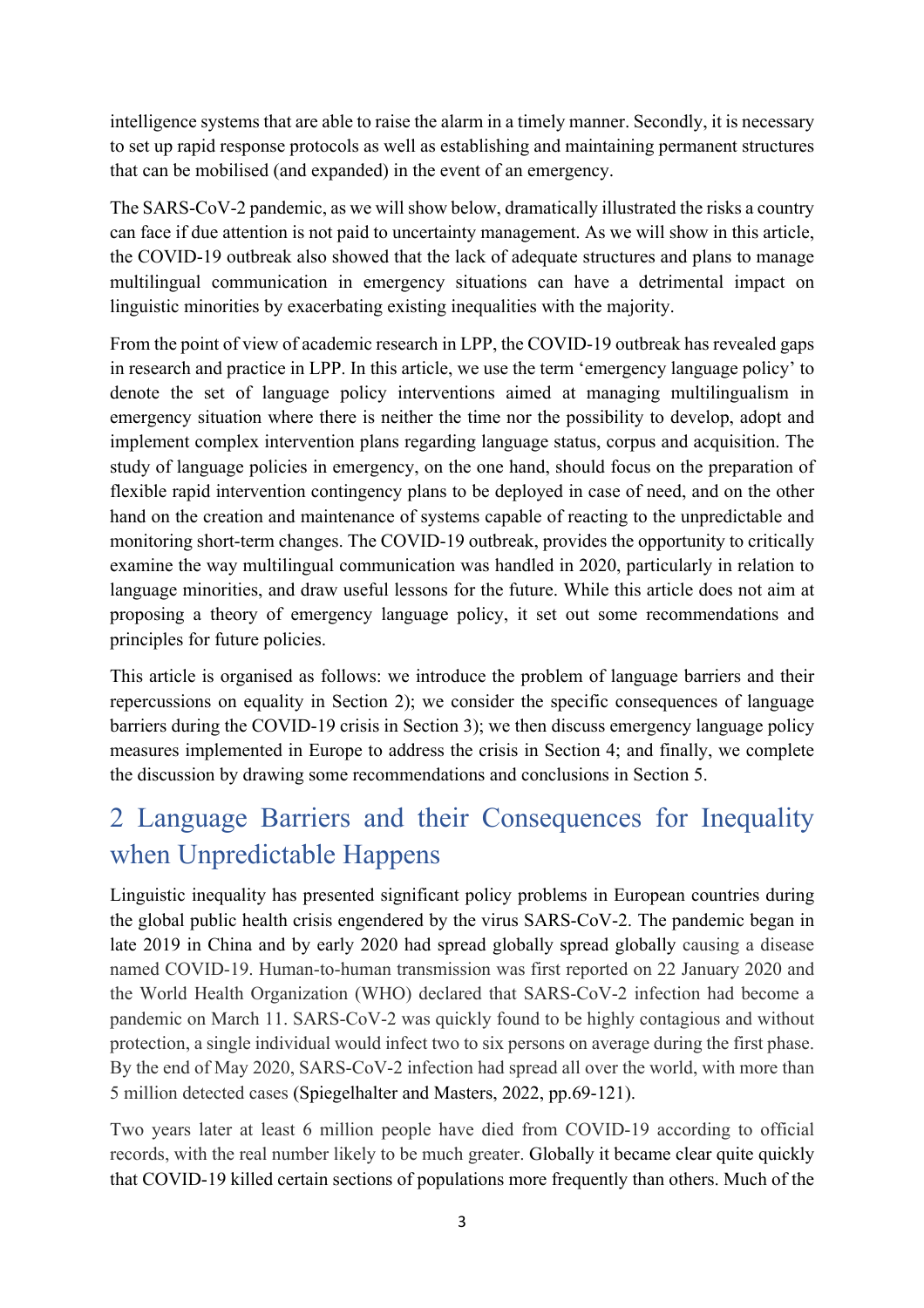intelligence systems that are able to raise the alarm in a timely manner. Secondly, it is necessary to set up rapid response protocols as well as establishing and maintaining permanent structures that can be mobilised (and expanded) in the event of an emergency.

The SARS-CoV-2 pandemic, as we will show below, dramatically illustrated the risks a country can face if due attention is not paid to uncertainty management. As we will show in this article, the COVID-19 outbreak also showed that the lack of adequate structures and plans to manage multilingual communication in emergency situations can have a detrimental impact on linguistic minorities by exacerbating existing inequalities with the majority.

From the point of view of academic research in LPP, the COVID-19 outbreak has revealed gaps in research and practice in LPP. In this article, we use the term 'emergency language policy' to denote the set of language policy interventions aimed at managing multilingualism in emergency situation where there is neither the time nor the possibility to develop, adopt and implement complex intervention plans regarding language status, corpus and acquisition. The study of language policies in emergency, on the one hand, should focus on the preparation of flexible rapid intervention contingency plans to be deployed in case of need, and on the other hand on the creation and maintenance of systems capable of reacting to the unpredictable and monitoring short-term changes. The COVID-19 outbreak, provides the opportunity to critically examine the way multilingual communication was handled in 2020, particularly in relation to language minorities, and draw useful lessons for the future. While this article does not aim at proposing a theory of emergency language policy, it set out some recommendations and principles for future policies.

This article is organised as follows: we introduce the problem of language barriers and their repercussions on equality in Section 2); we consider the specific consequences of language barriers during the COVID-19 crisis in Section 3); we then discuss emergency language policy measures implemented in Europe to address the crisis in Section 4; and finally, we complete the discussion by drawing some recommendations and conclusions in Section 5.

## 2 Language Barriers and their Consequences for Inequality when Unpredictable Happens

Linguistic inequality has presented significant policy problems in European countries during the global public health crisis engendered by the virus SARS-CoV-2. The pandemic began in late 2019 in China and by early 2020 had spread globally spread globally causing a disease named COVID-19. Human-to-human transmission was first reported on 22 January 2020 and the World Health Organization (WHO) declared that SARS-CoV-2 infection had become a pandemic on March 11. SARS-CoV-2 was quickly found to be highly contagious and without protection, a single individual would infect two to six persons on average during the first phase. By the end of May 2020, SARS-CoV-2 infection had spread all over the world, with more than 5 million detected cases (Spiegelhalter and Masters, 2022, pp.69-121).

Two years later at least 6 million people have died from COVID-19 according to official records, with the real number likely to be much greater. Globally it became clear quite quickly that COVID-19 killed certain sections of populations more frequently than others. Much of the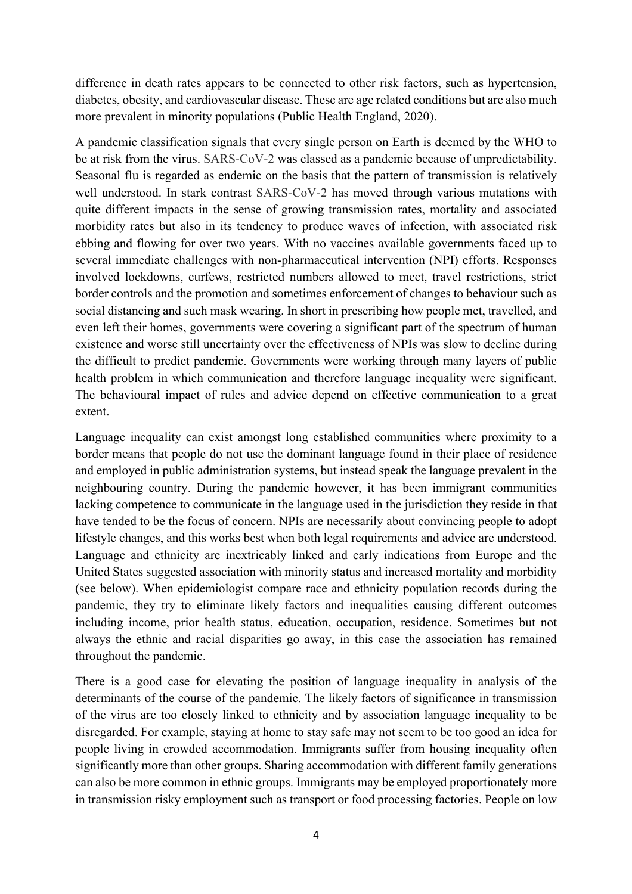difference in death rates appears to be connected to other risk factors, such as hypertension, diabetes, obesity, and cardiovascular disease. These are age related conditions but are also much more prevalent in minority populations (Public Health England, 2020).

A pandemic classification signals that every single person on Earth is deemed by the WHO to be at risk from the virus. SARS-CoV-2 was classed as a pandemic because of unpredictability. Seasonal flu is regarded as endemic on the basis that the pattern of transmission is relatively well understood. In stark contrast SARS-CoV-2 has moved through various mutations with quite different impacts in the sense of growing transmission rates, mortality and associated morbidity rates but also in its tendency to produce waves of infection, with associated risk ebbing and flowing for over two years. With no vaccines available governments faced up to several immediate challenges with non-pharmaceutical intervention (NPI) efforts. Responses involved lockdowns, curfews, restricted numbers allowed to meet, travel restrictions, strict border controls and the promotion and sometimes enforcement of changes to behaviour such as social distancing and such mask wearing. In short in prescribing how people met, travelled, and even left their homes, governments were covering a significant part of the spectrum of human existence and worse still uncertainty over the effectiveness of NPIs was slow to decline during the difficult to predict pandemic. Governments were working through many layers of public health problem in which communication and therefore language inequality were significant. The behavioural impact of rules and advice depend on effective communication to a great extent.

Language inequality can exist amongst long established communities where proximity to a border means that people do not use the dominant language found in their place of residence and employed in public administration systems, but instead speak the language prevalent in the neighbouring country. During the pandemic however, it has been immigrant communities lacking competence to communicate in the language used in the jurisdiction they reside in that have tended to be the focus of concern. NPIs are necessarily about convincing people to adopt lifestyle changes, and this works best when both legal requirements and advice are understood. Language and ethnicity are inextricably linked and early indications from Europe and the United States suggested association with minority status and increased mortality and morbidity (see below). When epidemiologist compare race and ethnicity population records during the pandemic, they try to eliminate likely factors and inequalities causing different outcomes including income, prior health status, education, occupation, residence. Sometimes but not always the ethnic and racial disparities go away, in this case the association has remained throughout the pandemic.

There is a good case for elevating the position of language inequality in analysis of the determinants of the course of the pandemic. The likely factors of significance in transmission of the virus are too closely linked to ethnicity and by association language inequality to be disregarded. For example, staying at home to stay safe may not seem to be too good an idea for people living in crowded accommodation. Immigrants suffer from housing inequality often significantly more than other groups. Sharing accommodation with different family generations can also be more common in ethnic groups. Immigrants may be employed proportionately more in transmission risky employment such as transport or food processing factories. People on low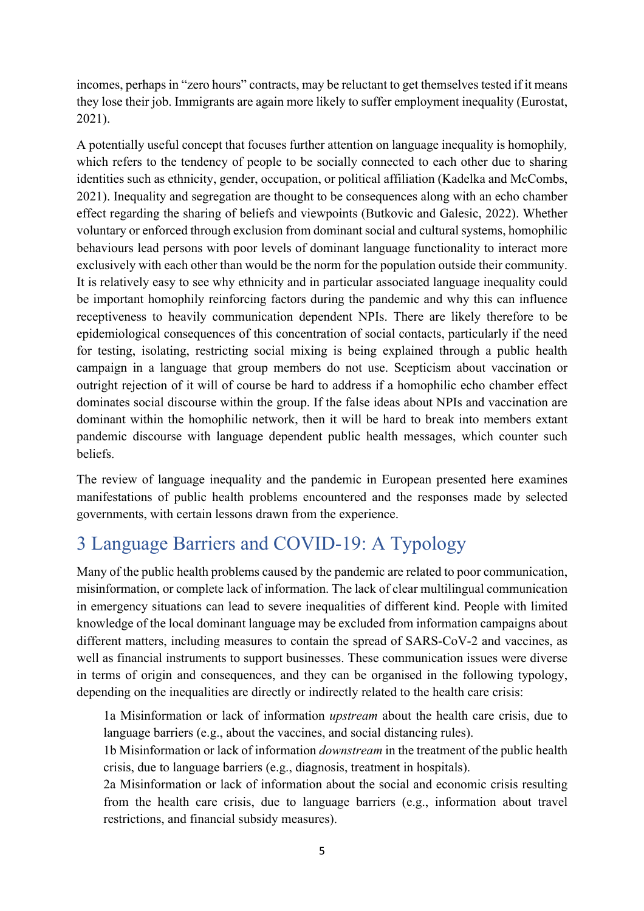incomes, perhaps in "zero hours" contracts, may be reluctant to get themselves tested if it means they lose their job. Immigrants are again more likely to suffer employment inequality (Eurostat, 2021).

A potentially useful concept that focuses further attention on language inequality is homophily, which refers to the tendency of people to be socially connected to each other due to sharing identities such as ethnicity, gender, occupation, or political affiliation (Kadelka and McCombs, 2021). Inequality and segregation are thought to be consequences along with an echo chamber effect regarding the sharing of beliefs and viewpoints (Butkovic and Galesic, 2022). Whether voluntary or enforced through exclusion from dominant social and cultural systems, homophilic behaviours lead persons with poor levels of dominant language functionality to interact more exclusively with each other than would be the norm for the population outside their community. It is relatively easy to see why ethnicity and in particular associated language inequality could be important homophily reinforcing factors during the pandemic and why this can influence receptiveness to heavily communication dependent NPIs. There are likely therefore to be epidemiological consequences of this concentration of social contacts, particularly if the need for testing, isolating, restricting social mixing is being explained through a public health campaign in a language that group members do not use. Scepticism about vaccination or outright rejection of it will of course be hard to address if a homophilic echo chamber effect dominates social discourse within the group. If the false ideas about NPIs and vaccination are dominant within the homophilic network, then it will be hard to break into members extant pandemic discourse with language dependent public health messages, which counter such beliefs.

The review of language inequality and the pandemic in European presented here examines manifestations of public health problems encountered and the responses made by selected governments, with certain lessons drawn from the experience.

## 3 Language Barriers and COVID-19: A Typology

Many of the public health problems caused by the pandemic are related to poor communication, misinformation, or complete lack of information. The lack of clear multilingual communication in emergency situations can lead to severe inequalities of different kind. People with limited knowledge of the local dominant language may be excluded from information campaigns about different matters, including measures to contain the spread of SARS-CoV-2 and vaccines, as well as financial instruments to support businesses. These communication issues were diverse in terms of origin and consequences, and they can be organised in the following typology, depending on the inequalities are directly or indirectly related to the health care crisis:

1a Misinformation or lack of information *upstream* about the health care crisis, due to language barriers (e.g., about the vaccines, and social distancing rules).

1b Misinformation or lack of information *downstream* in the treatment of the public health crisis, due to language barriers (e.g., diagnosis, treatment in hospitals).

2a Misinformation or lack of information about the social and economic crisis resulting from the health care crisis, due to language barriers (e.g., information about travel restrictions, and financial subsidy measures).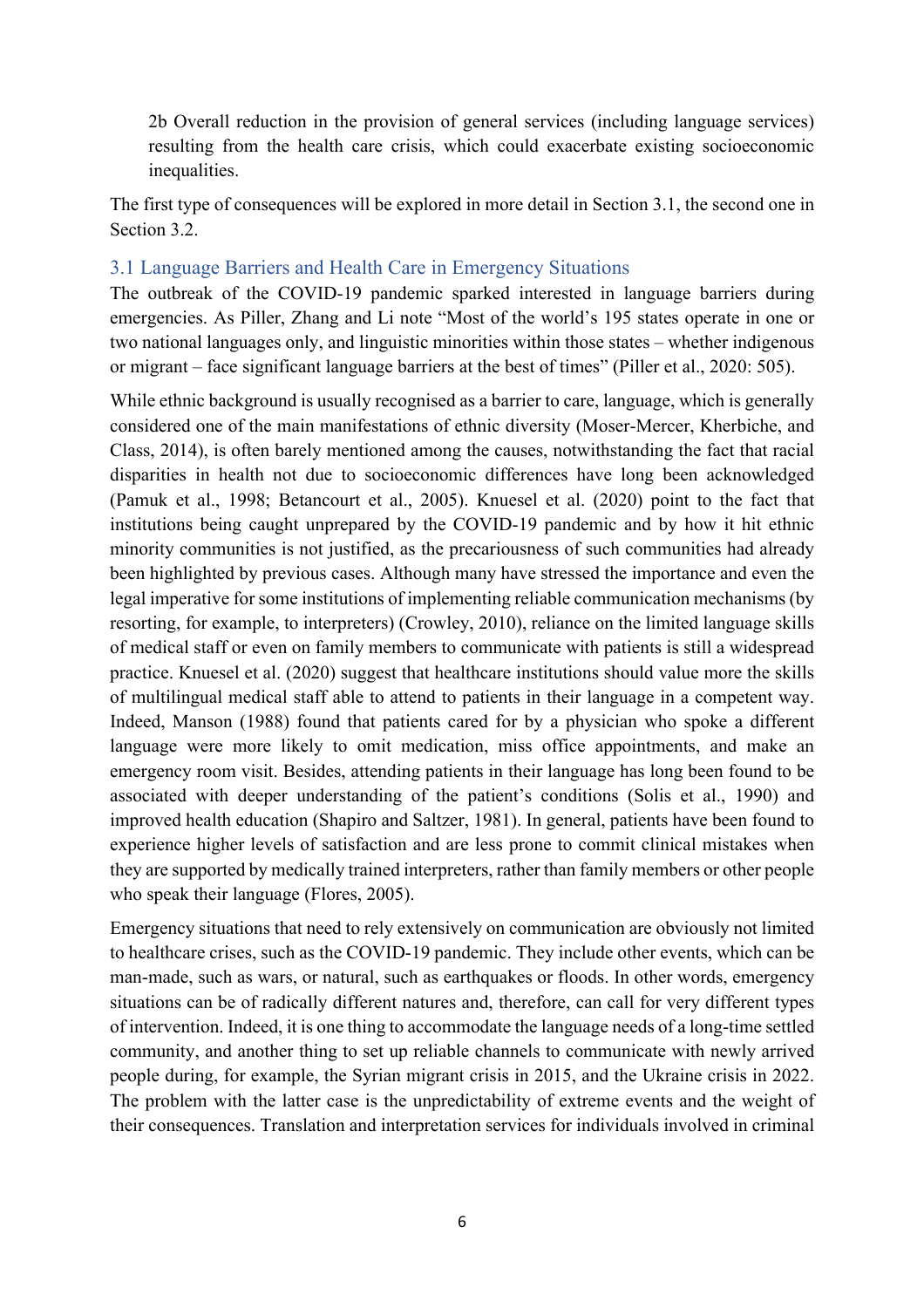2b Overall reduction in the provision of general services (including language services) resulting from the health care crisis, which could exacerbate existing socioeconomic inequalities.

The first type of consequences will be explored in more detail in Section 3.1, the second one in Section 3.2.

### 3.1 Language Barriers and Health Care in Emergency Situations

The outbreak of the COVID-19 pandemic sparked interested in language barriers during emergencies. As Piller, Zhang and Li note "Most of the world's 195 states operate in one or two national languages only, and linguistic minorities within those states – whether indigenous or migrant – face significant language barriers at the best of times" (Piller et al., 2020: 505).

While ethnic background is usually recognised as a barrier to care, language, which is generally considered one of the main manifestations of ethnic diversity (Moser-Mercer, Kherbiche, and Class, 2014), is often barely mentioned among the causes, notwithstanding the fact that racial disparities in health not due to socioeconomic differences have long been acknowledged (Pamuk et al., 1998; Betancourt et al., 2005). Knuesel et al. (2020) point to the fact that institutions being caught unprepared by the COVID-19 pandemic and by how it hit ethnic minority communities is not justified, as the precariousness of such communities had already been highlighted by previous cases. Although many have stressed the importance and even the legal imperative for some institutions of implementing reliable communication mechanisms (by resorting, for example, to interpreters) (Crowley, 2010), reliance on the limited language skills of medical staff or even on family members to communicate with patients is still a widespread practice. Knuesel et al. (2020) suggest that healthcare institutions should value more the skills of multilingual medical staff able to attend to patients in their language in a competent way. Indeed, Manson (1988) found that patients cared for by a physician who spoke a different language were more likely to omit medication, miss office appointments, and make an emergency room visit. Besides, attending patients in their language has long been found to be associated with deeper understanding of the patient's conditions (Solis et al., 1990) and improved health education (Shapiro and Saltzer, 1981). In general, patients have been found to experience higher levels of satisfaction and are less prone to commit clinical mistakes when they are supported by medically trained interpreters, rather than family members or other people who speak their language (Flores, 2005).

Emergency situations that need to rely extensively on communication are obviously not limited to healthcare crises, such as the COVID-19 pandemic. They include other events, which can be man-made, such as wars, or natural, such as earthquakes or floods. In other words, emergency situations can be of radically different natures and, therefore, can call for very different types of intervention. Indeed, it is one thing to accommodate the language needs of a long-time settled community, and another thing to set up reliable channels to communicate with newly arrived people during, for example, the Syrian migrant crisis in 2015, and the Ukraine crisis in 2022. The problem with the latter case is the unpredictability of extreme events and the weight of their consequences. Translation and interpretation services for individuals involved in criminal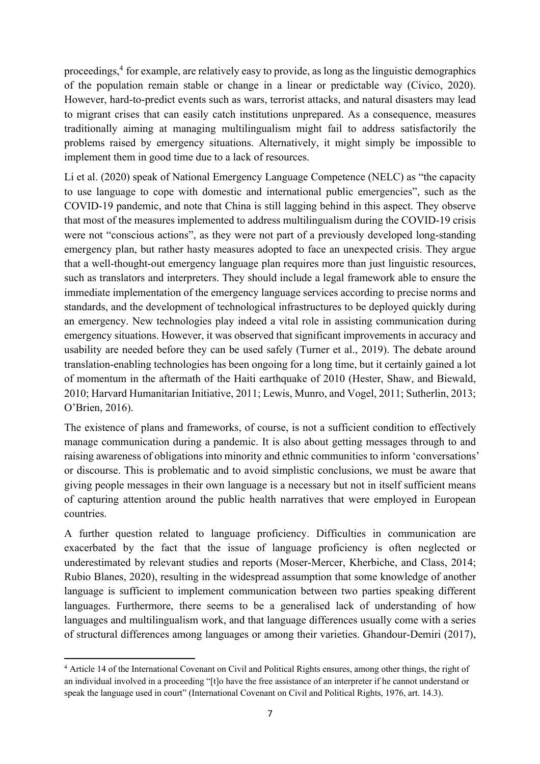proceedings,[4] for example, are relatively easy to provide, as long as the linguistic demographics of the population remain stable or change in a linear or predictable way (Civico, 2020). However, hard-to-predict events such as wars, terrorist attacks, and natural disasters may lead to migrant crises that can easily catch institutions unprepared. As a consequence, measures traditionally aiming at managing multilingualism might fail to address satisfactorily the problems raised by emergency situations. Alternatively, it might simply be impossible to implement them in good time due to a lack of resources.

Li et al. (2020) speak of National Emergency Language Competence (NELC) as "the capacity to use language to cope with domestic and international public emergencies", such as the COVID-19 pandemic, and note that China is still lagging behind in this aspect. They observe that most of the measures implemented to address multilingualism during the COVID-19 crisis were not "conscious actions", as they were not part of a previously developed long-standing emergency plan, but rather hasty measures adopted to face an unexpected crisis. They argue that a well-thought-out emergency language plan requires more than just linguistic resources, such as translators and interpreters. They should include a legal framework able to ensure the immediate implementation of the emergency language services according to precise norms and standards, and the development of technological infrastructures to be deployed quickly during an emergency. New technologies play indeed a vital role in assisting communication during emergency situations. However, it was observed that significant improvements in accuracy and usability are needed before they can be used safely (Turner et al., 2019). The debate around translation-enabling technologies has been ongoing for a long time, but it certainly gained a lot of momentum in the aftermath of the Haiti earthquake of 2010 (Hester, Shaw, and Biewald, 2010; Harvard Humanitarian Initiative, 2011; Lewis, Munro, and Vogel, 2011; Sutherlin, 2013; O'Brien, 2016).

The existence of plans and frameworks, of course, is not a sufficient condition to effectively manage communication during a pandemic. It is also about getting messages through to and raising awareness of obligations into minority and ethnic communities to inform 'conversations' or discourse. This is problematic and to avoid simplistic conclusions, we must be aware that giving people messages in their own language is a necessary but not in itself sufficient means of capturing attention around the public health narratives that were employed in European countries.

A further question related to language proficiency. Difficulties in communication are exacerbated by the fact that the issue of language proficiency is often neglected or underestimated by relevant studies and reports (Moser-Mercer, Kherbiche, and Class, 2014; Rubio Blanes, 2020), resulting in the widespread assumption that some knowledge of another language is sufficient to implement communication between two parties speaking different languages. Furthermore, there seems to be a generalised lack of understanding of how languages and multilingualism work, and that language differences usually come with a series of structural differences among languages or among their varieties. Ghandour-Demiri (2017),

[4] Article 14 of the International Covenant on Civil and Political Rights ensures, among other things, the right of an individual involved in a proceeding "[t]o have the free assistance of an interpreter if he cannot understand or speak the language used in court" (International Covenant on Civil and Political Rights, 1976, art. 14.3).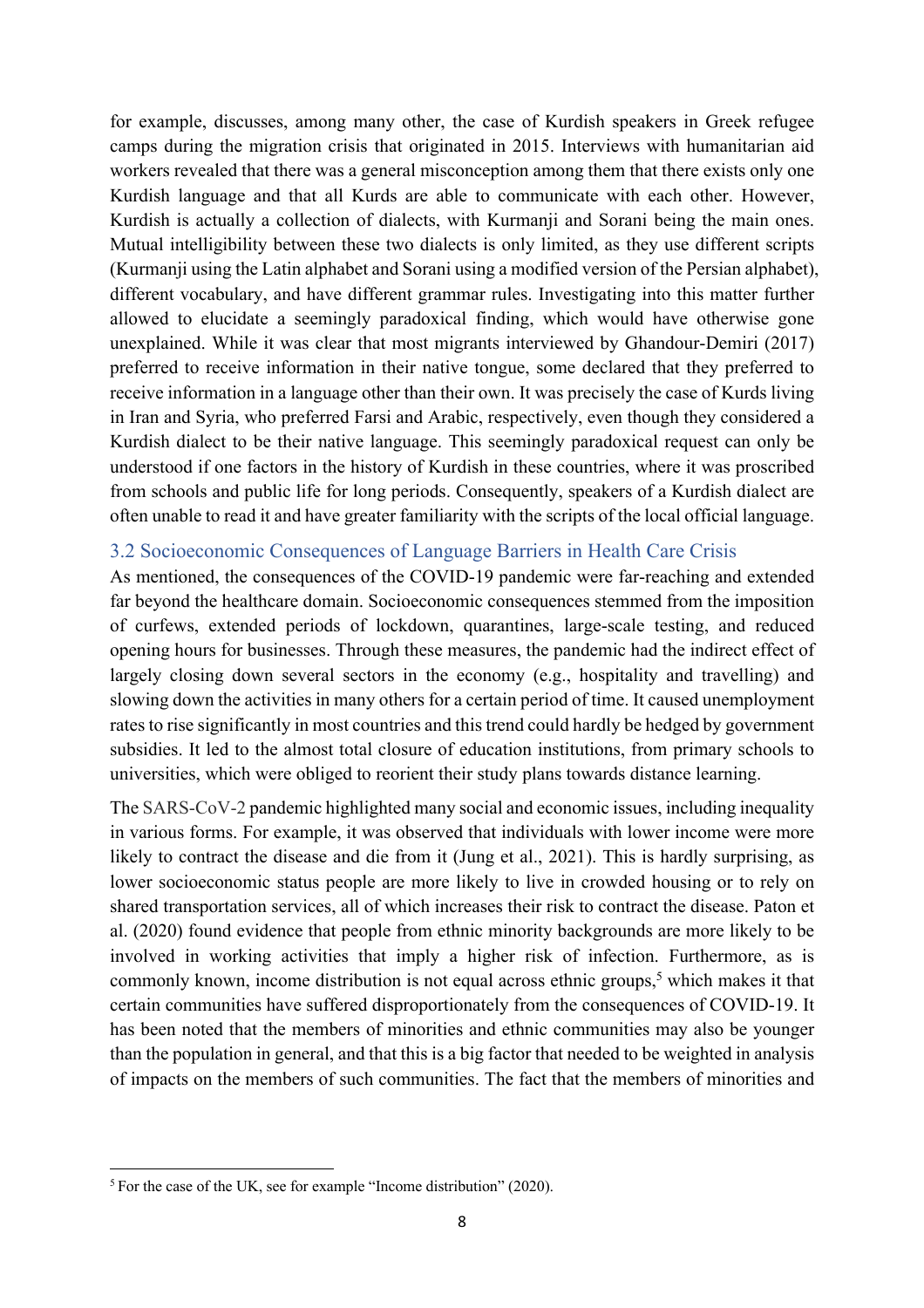for example, discusses, among many other, the case of Kurdish speakers in Greek refugee camps during the migration crisis that originated in 2015. Interviews with humanitarian aid workers revealed that there was a general misconception among them that there exists only one Kurdish language and that all Kurds are able to communicate with each other. However, Kurdish is actually a collection of dialects, with Kurmanji and Sorani being the main ones. Mutual intelligibility between these two dialects is only limited, as they use different scripts (Kurmanji using the Latin alphabet and Sorani using a modified version of the Persian alphabet), different vocabulary, and have different grammar rules. Investigating into this matter further allowed to elucidate a seemingly paradoxical finding, which would have otherwise gone unexplained. While it was clear that most migrants interviewed by Ghandour-Demiri (2017) preferred to receive information in their native tongue, some declared that they preferred to receive information in a language other than their own. It was precisely the case of Kurds living in Iran and Syria, who preferred Farsi and Arabic, respectively, even though they considered a Kurdish dialect to be their native language. This seemingly paradoxical request can only be understood if one factors in the history of Kurdish in these countries, where it was proscribed from schools and public life for long periods. Consequently, speakers of a Kurdish dialect are often unable to read it and have greater familiarity with the scripts of the local official language.

## 3.2 Socioeconomic Consequences of Language Barriers in Health Care Crisis

As mentioned, the consequences of the COVID-19 pandemic were far-reaching and extended far beyond the healthcare domain. Socioeconomic consequences stemmed from the imposition of curfews, extended periods of lockdown, quarantines, large-scale testing, and reduced opening hours for businesses. Through these measures, the pandemic had the indirect effect of largely closing down several sectors in the economy (e.g., hospitality and travelling) and slowing down the activities in many others for a certain period of time. It caused unemployment rates to rise significantly in most countries and this trend could hardly be hedged by government subsidies. It led to the almost total closure of education institutions, from primary schools to universities, which were obliged to reorient their study plans towards distance learning.

The SARS-CoV-2 pandemic highlighted many social and economic issues, including inequality in various forms. For example, it was observed that individuals with lower income were more likely to contract the disease and die from it (Jung et al., 2021). This is hardly surprising, as lower socioeconomic status people are more likely to live in crowded housing or to rely on shared transportation services, all of which increases their risk to contract the disease. Paton et al. (2020) found evidence that people from ethnic minority backgrounds are more likely to be involved in working activities that imply a higher risk of infection. Furthermore, as is commonly known, income distribution is not equal across ethnic groups,[5] which makes it that certain communities have suffered disproportionately from the consequences of COVID-19. It has been noted that the members of minorities and ethnic communities may also be younger than the population in general, and that this is a big factor that needed to be weighted in analysis of impacts on the members of such communities. The fact that the members of minorities and

[5] For the case of the UK, see for example "Income distribution" (2020).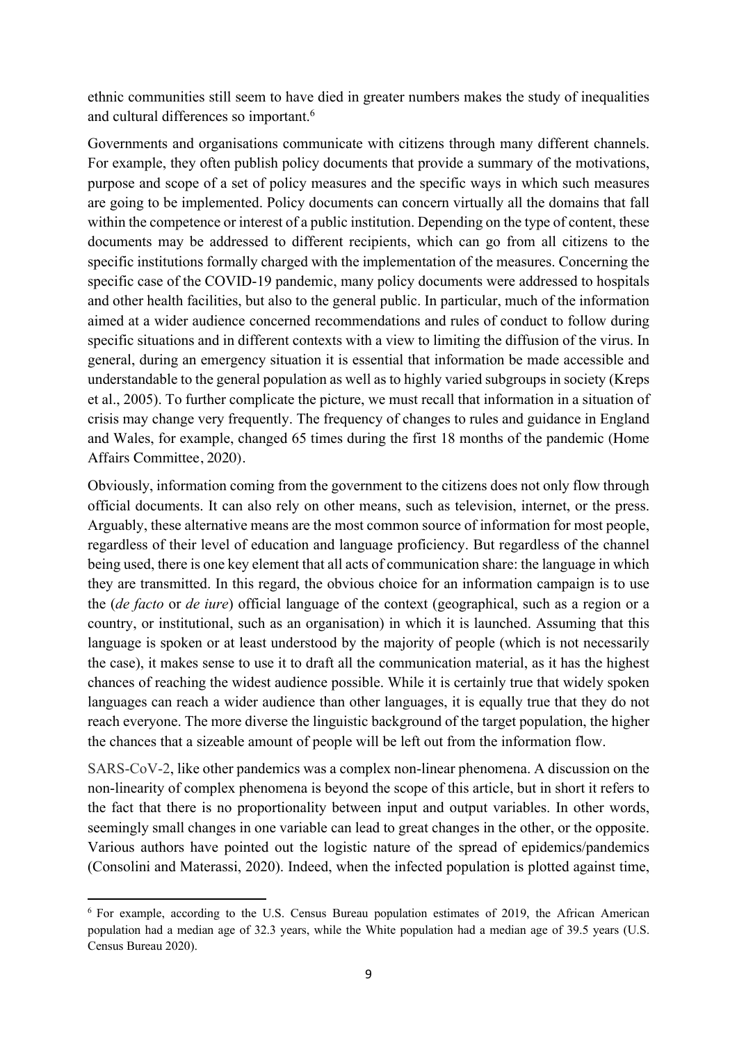ethnic communities still seem to have died in greater numbers makes the study of inequalities and cultural differences so important.[6]

Governments and organisations communicate with citizens through many different channels. For example, they often publish policy documents that provide a summary of the motivations, purpose and scope of a set of policy measures and the specific ways in which such measures are going to be implemented. Policy documents can concern virtually all the domains that fall within the competence or interest of a public institution. Depending on the type of content, these documents may be addressed to different recipients, which can go from all citizens to the specific institutions formally charged with the implementation of the measures. Concerning the specific case of the COVID-19 pandemic, many policy documents were addressed to hospitals and other health facilities, but also to the general public. In particular, much of the information aimed at a wider audience concerned recommendations and rules of conduct to follow during specific situations and in different contexts with a view to limiting the diffusion of the virus. In general, during an emergency situation it is essential that information be made accessible and understandable to the general population as well as to highly varied subgroups in society (Kreps et al., 2005). To further complicate the picture, we must recall that information in a situation of crisis may change very frequently. The frequency of changes to rules and guidance in England and Wales, for example, changed 65 times during the first 18 months of the pandemic (Home Affairs Committee, 2020).

Obviously, information coming from the government to the citizens does not only flow through official documents. It can also rely on other means, such as television, internet, or the press. Arguably, these alternative means are the most common source of information for most people, regardless of their level of education and language proficiency. But regardless of the channel being used, there is one key element that all acts of communication share: the language in which they are transmitted. In this regard, the obvious choice for an information campaign is to use the (*de facto* or *de iure*) official language of the context (geographical, such as a region or a country, or institutional, such as an organisation) in which it is launched. Assuming that this language is spoken or at least understood by the majority of people (which is not necessarily the case), it makes sense to use it to draft all the communication material, as it has the highest chances of reaching the widest audience possible. While it is certainly true that widely spoken languages can reach a wider audience than other languages, it is equally true that they do not reach everyone. The more diverse the linguistic background of the target population, the higher the chances that a sizeable amount of people will be left out from the information flow.

SARS-CoV-2, like other pandemics was a complex non-linear phenomena. A discussion on the non-linearity of complex phenomena is beyond the scope of this article, but in short it refers to the fact that there is no proportionality between input and output variables. In other words, seemingly small changes in one variable can lead to great changes in the other, or the opposite. Various authors have pointed out the logistic nature of the spread of epidemics/pandemics (Consolini and Materassi, 2020). Indeed, when the infected population is plotted against time,

[6] For example, according to the U.S. Census Bureau population estimates of 2019, the African American population had a median age of 32.3 years, while the White population had a median age of 39.5 years (U.S. Census Bureau 2020).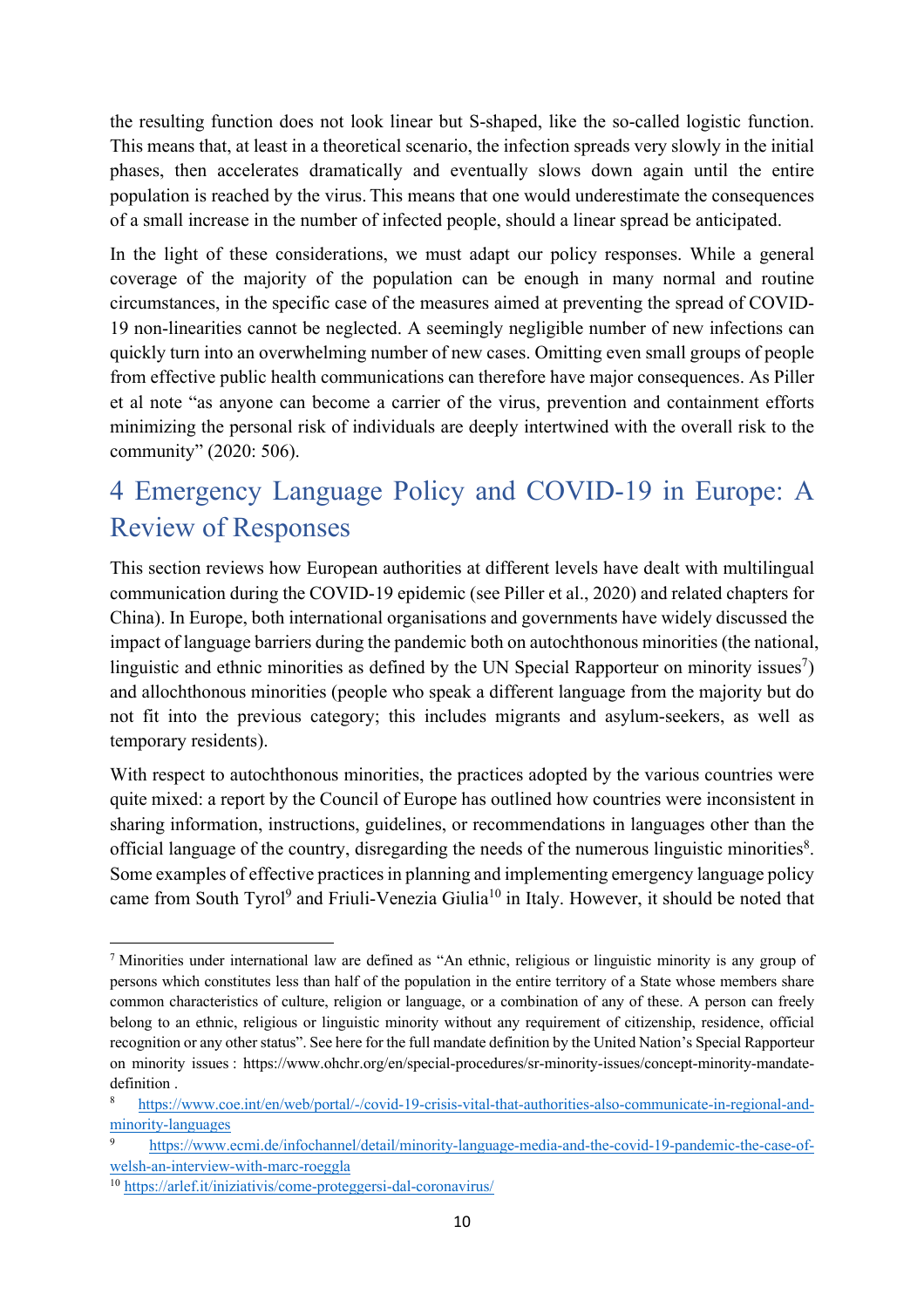the resulting function does not look linear but S-shaped, like the so-called logistic function. This means that, at least in a theoretical scenario, the infection spreads very slowly in the initial phases, then accelerates dramatically and eventually slows down again until the entire population is reached by the virus. This means that one would underestimate the consequences of a small increase in the number of infected people, should a linear spread be anticipated.

In the light of these considerations, we must adapt our policy responses. While a general coverage of the majority of the population can be enough in many normal and routine circumstances, in the specific case of the measures aimed at preventing the spread of COVID-19 non-linearities cannot be neglected. A seemingly negligible number of new infections can quickly turn into an overwhelming number of new cases. Omitting even small groups of people from effective public health communications can therefore have major consequences. As Piller et al note "as anyone can become a carrier of the virus, prevention and containment efforts minimizing the personal risk of individuals are deeply intertwined with the overall risk to the community" (2020: 506).

## 4 Emergency Language Policy and COVID-19 in Europe: A Review of Responses

This section reviews how European authorities at different levels have dealt with multilingual communication during the COVID-19 epidemic (see Piller et al., 2020) and related chapters for China). In Europe, both international organisations and governments have widely discussed the impact of language barriers during the pandemic both on autochthonous minorities (the national, linguistic and ethnic minorities as defined by the UN Special Rapporteur on minority issues[7]) and allochthonous minorities (people who speak a different language from the majority but do not fit into the previous category; this includes migrants and asylum-seekers, as well as temporary residents).

With respect to autochthonous minorities, the practices adopted by the various countries were quite mixed: a report by the Council of Europe has outlined how countries were inconsistent in sharing information, instructions, guidelines, or recommendations in languages other than the official language of the country, disregarding the needs of the numerous linguistic minorities[8]. Some examples of effective practices in planning and implementing emergency language policy came from South Tyrol[9] and Friuli-Venezia Giulia[10] in Italy. However, it should be noted that

---

[7] Minorities under international law are defined as "An ethnic, religious or linguistic minority is any group of persons which constitutes less than half of the population in the entire territory of a State whose members share common characteristics of culture, religion or language, or a combination of any of these. A person can freely belong to an ethnic, religious or linguistic minority without any requirement of citizenship, residence, official recognition or any other status". See here for the full mandate definition by the United Nation's Special Rapporteur on minority issues : https://www.ohchr.org/en/special-procedures/sr-minority-issues/concept-minority-mandate-definition .

[8] https://www.coe.int/en/web/portal/-/covid-19-crisis-vital-that-authorities-also-communicate-in-regional-and-minority-languages

[9] https://www.ecmi.de/infochannel/detail/minority-language-media-and-the-covid-19-pandemic-the-case-of-welsh-an-interview-with-marc-roeggla

[10] https://arlef.it/iniziativis/come-proteggersi-dal-coronavirus/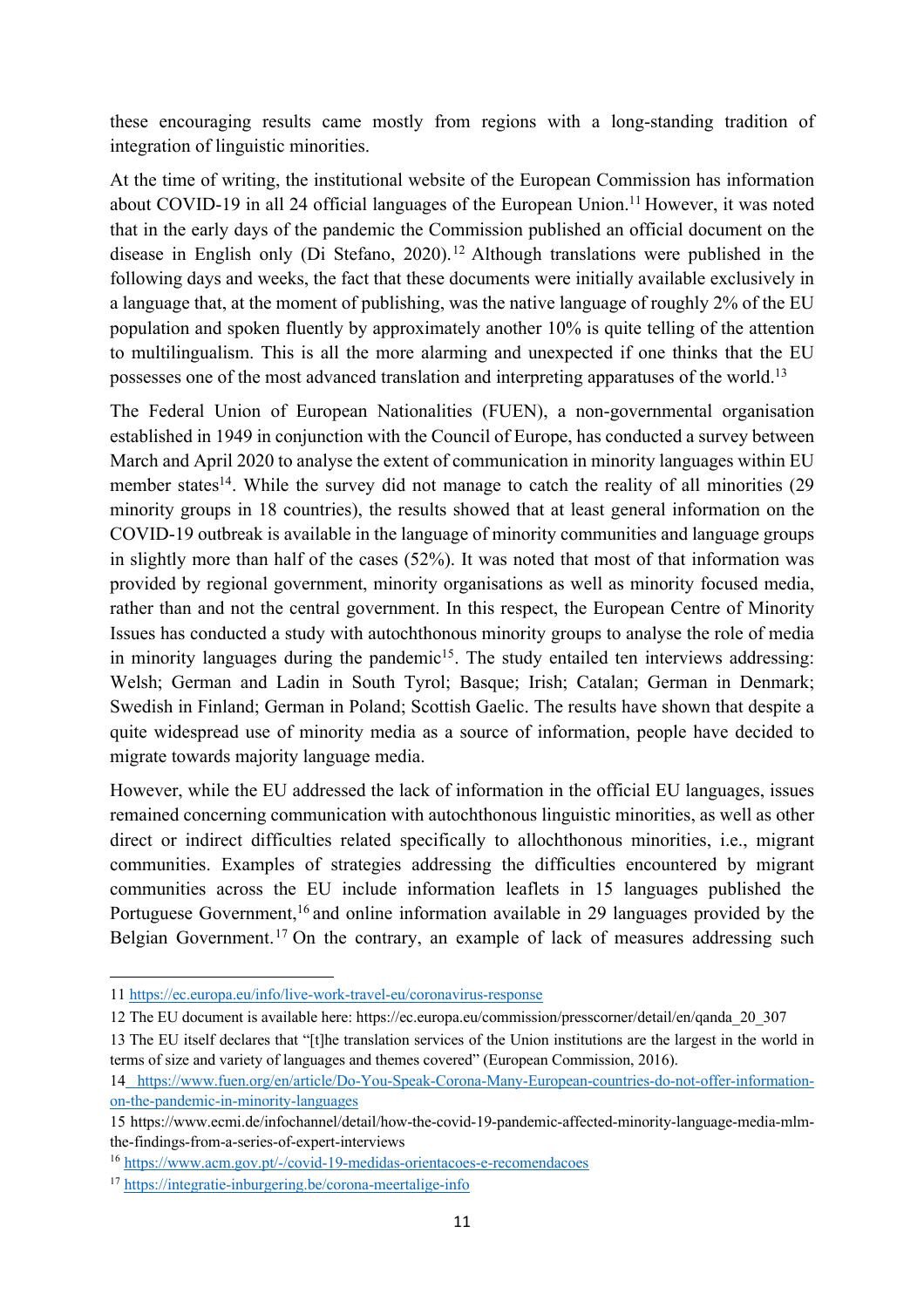these encouraging results came mostly from regions with a long-standing tradition of integration of linguistic minorities.

At the time of writing, the institutional website of the European Commission has information about COVID-19 in all 24 official languages of the European Union.[11] However, it was noted that in the early days of the pandemic the Commission published an official document on the disease in English only (Di Stefano, 2020).[12] Although translations were published in the following days and weeks, the fact that these documents were initially available exclusively in a language that, at the moment of publishing, was the native language of roughly 2% of the EU population and spoken fluently by approximately another 10% is quite telling of the attention to multilingualism. This is all the more alarming and unexpected if one thinks that the EU possesses one of the most advanced translation and interpreting apparatuses of the world.[13]

The Federal Union of European Nationalities (FUEN), a non-governmental organisation established in 1949 in conjunction with the Council of Europe, has conducted a survey between March and April 2020 to analyse the extent of communication in minority languages within EU member states[14]. While the survey did not manage to catch the reality of all minorities (29 minority groups in 18 countries), the results showed that at least general information on the COVID-19 outbreak is available in the language of minority communities and language groups in slightly more than half of the cases (52%). It was noted that most of that information was provided by regional government, minority organisations as well as minority focused media, rather than and not the central government. In this respect, the European Centre of Minority Issues has conducted a study with autochthonous minority groups to analyse the role of media in minority languages during the pandemic[15]. The study entailed ten interviews addressing: Welsh; German and Ladin in South Tyrol; Basque; Irish; Catalan; German in Denmark; Swedish in Finland; German in Poland; Scottish Gaelic. The results have shown that despite a quite widespread use of minority media as a source of information, people have decided to migrate towards majority language media.

However, while the EU addressed the lack of information in the official EU languages, issues remained concerning communication with autochthonous linguistic minorities, as well as other direct or indirect difficulties related specifically to allochthonous minorities, i.e., migrant communities. Examples of strategies addressing the difficulties encountered by migrant communities across the EU include information leaflets in 15 languages published the Portuguese Government,[16] and online information available in 29 languages provided by the Belgian Government.[17] On the contrary, an example of lack of measures addressing such

---

11 https://ec.europa.eu/info/live-work-travel-eu/coronavirus-response

12 The EU document is available here: https://ec.europa.eu/commission/presscorner/detail/en/qanda_20_307

13 The EU itself declares that "[t]he translation services of the Union institutions are the largest in the world in terms of size and variety of languages and themes covered" (European Commission, 2016).

14 https://www.fuen.org/en/article/Do-You-Speak-Corona-Many-European-countries-do-not-offer-information-on-the-pandemic-in-minority-languages

15 https://www.ecmi.de/infochannel/detail/how-the-covid-19-pandemic-affected-minority-language-media-mlm-the-findings-from-a-series-of-expert-interviews

16 https://www.acm.gov.pt/-/covid-19-medidas-orientacoes-e-recomendacoes

17 https://integratie-inburgering.be/corona-meertalige-info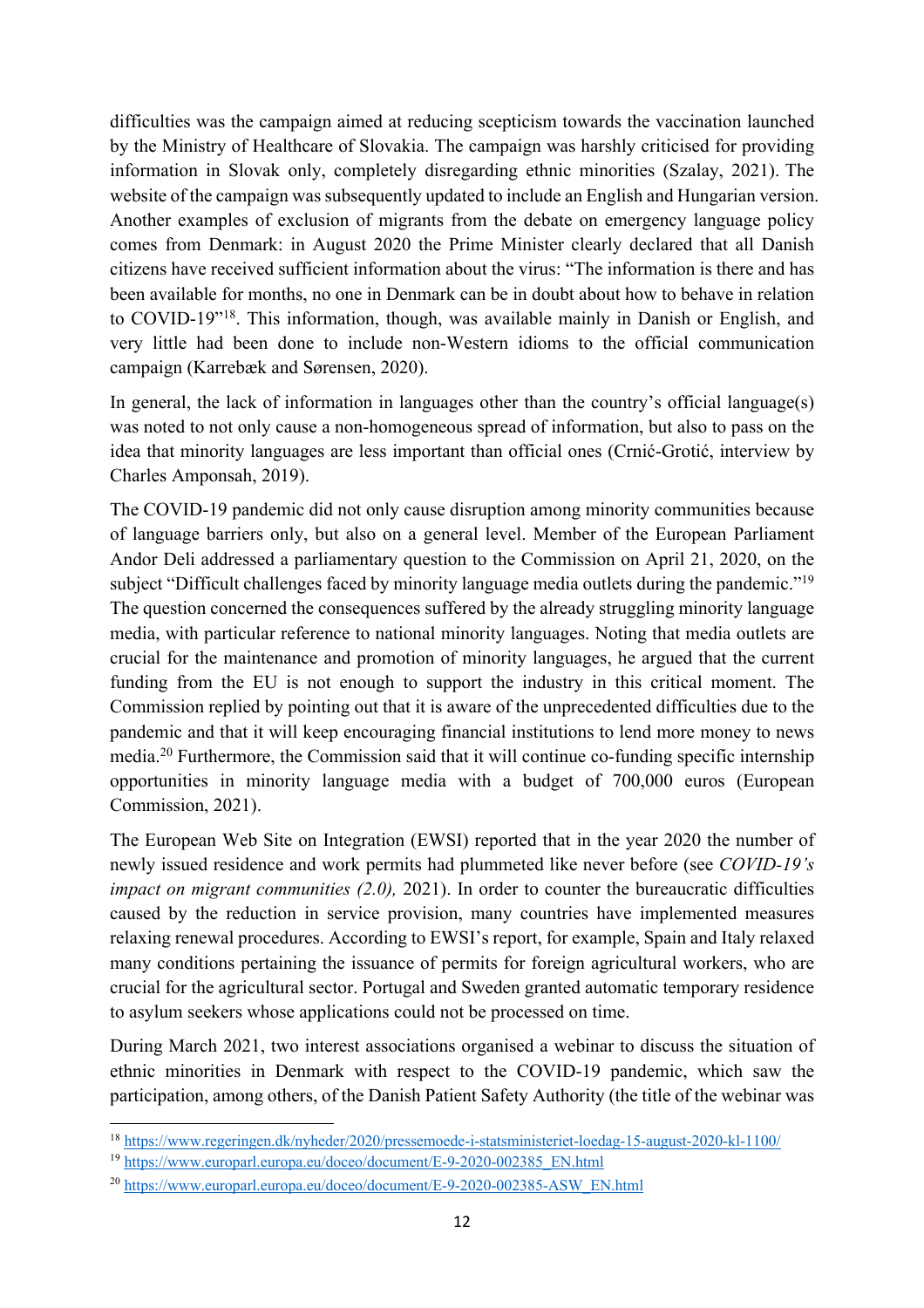difficulties was the campaign aimed at reducing scepticism towards the vaccination launched by the Ministry of Healthcare of Slovakia. The campaign was harshly criticised for providing information in Slovak only, completely disregarding ethnic minorities (Szalay, 2021). The website of the campaign was subsequently updated to include an English and Hungarian version. Another examples of exclusion of migrants from the debate on emergency language policy comes from Denmark: in August 2020 the Prime Minister clearly declared that all Danish citizens have received sufficient information about the virus: "The information is there and has been available for months, no one in Denmark can be in doubt about how to behave in relation to COVID-19"[18]. This information, though, was available mainly in Danish or English, and very little had been done to include non-Western idioms to the official communication campaign (Karrebæk and Sørensen, 2020).

In general, the lack of information in languages other than the country's official language(s) was noted to not only cause a non-homogeneous spread of information, but also to pass on the idea that minority languages are less important than official ones (Crnić-Grotić, interview by Charles Amponsah, 2019).

The COVID-19 pandemic did not only cause disruption among minority communities because of language barriers only, but also on a general level. Member of the European Parliament Andor Deli addressed a parliamentary question to the Commission on April 21, 2020, on the subject "Difficult challenges faced by minority language media outlets during the pandemic."[19] The question concerned the consequences suffered by the already struggling minority language media, with particular reference to national minority languages. Noting that media outlets are crucial for the maintenance and promotion of minority languages, he argued that the current funding from the EU is not enough to support the industry in this critical moment. The Commission replied by pointing out that it is aware of the unprecedented difficulties due to the pandemic and that it will keep encouraging financial institutions to lend more money to news media.[20] Furthermore, the Commission said that it will continue co-funding specific internship opportunities in minority language media with a budget of 700,000 euros (European Commission, 2021).

The European Web Site on Integration (EWSI) reported that in the year 2020 the number of newly issued residence and work permits had plummeted like never before (see *COVID-19's impact on migrant communities (2.0),* 2021). In order to counter the bureaucratic difficulties caused by the reduction in service provision, many countries have implemented measures relaxing renewal procedures. According to EWSI's report, for example, Spain and Italy relaxed many conditions pertaining the issuance of permits for foreign agricultural workers, who are crucial for the agricultural sector. Portugal and Sweden granted automatic temporary residence to asylum seekers whose applications could not be processed on time.

During March 2021, two interest associations organised a webinar to discuss the situation of ethnic minorities in Denmark with respect to the COVID-19 pandemic, which saw the participation, among others, of the Danish Patient Safety Authority (the title of the webinar was

[18] https://www.regeringen.dk/nyheder/2020/pressemoede-i-statsministeriet-loedag-15-august-2020-kl-1100/

[19] https://www.europarl.europa.eu/doceo/document/E-9-2020-002385_EN.html

[20] https://www.europarl.europa.eu/doceo/document/E-9-2020-002385-ASW_EN.html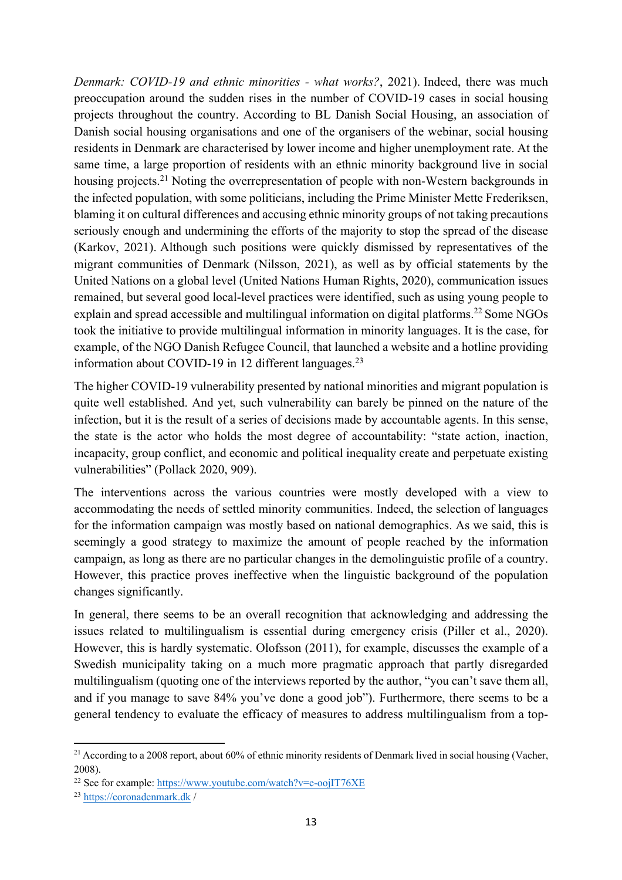*Denmark: COVID-19 and ethnic minorities - what works?*, 2021). Indeed, there was much preoccupation around the sudden rises in the number of COVID-19 cases in social housing projects throughout the country. According to BL Danish Social Housing, an association of Danish social housing organisations and one of the organisers of the webinar, social housing residents in Denmark are characterised by lower income and higher unemployment rate. At the same time, a large proportion of residents with an ethnic minority background live in social housing projects.[21] Noting the overrepresentation of people with non-Western backgrounds in the infected population, with some politicians, including the Prime Minister Mette Frederiksen, blaming it on cultural differences and accusing ethnic minority groups of not taking precautions seriously enough and undermining the efforts of the majority to stop the spread of the disease (Karkov, 2021). Although such positions were quickly dismissed by representatives of the migrant communities of Denmark (Nilsson, 2021), as well as by official statements by the United Nations on a global level (United Nations Human Rights, 2020), communication issues remained, but several good local-level practices were identified, such as using young people to explain and spread accessible and multilingual information on digital platforms.[22] Some NGOs took the initiative to provide multilingual information in minority languages. It is the case, for example, of the NGO Danish Refugee Council, that launched a website and a hotline providing information about COVID-19 in 12 different languages.[23]

The higher COVID-19 vulnerability presented by national minorities and migrant population is quite well established. And yet, such vulnerability can barely be pinned on the nature of the infection, but it is the result of a series of decisions made by accountable agents. In this sense, the state is the actor who holds the most degree of accountability: "state action, inaction, incapacity, group conflict, and economic and political inequality create and perpetuate existing vulnerabilities" (Pollack 2020, 909).

The interventions across the various countries were mostly developed with a view to accommodating the needs of settled minority communities. Indeed, the selection of languages for the information campaign was mostly based on national demographics. As we said, this is seemingly a good strategy to maximize the amount of people reached by the information campaign, as long as there are no particular changes in the demolinguistic profile of a country. However, this practice proves ineffective when the linguistic background of the population changes significantly.

In general, there seems to be an overall recognition that acknowledging and addressing the issues related to multilingualism is essential during emergency crisis (Piller et al., 2020). However, this is hardly systematic. Olofsson (2011), for example, discusses the example of a Swedish municipality taking on a much more pragmatic approach that partly disregarded multilingualism (quoting one of the interviews reported by the author, "you can't save them all, and if you manage to save 84% you've done a good job"). Furthermore, there seems to be a general tendency to evaluate the efficacy of measures to address multilingualism from a top-

[21] According to a 2008 report, about 60% of ethnic minority residents of Denmark lived in social housing (Vacher, 2008).

[22] See for example: https://www.youtube.com/watch?v=e-oojIT76XE

[23] https://coronadenmark.dk /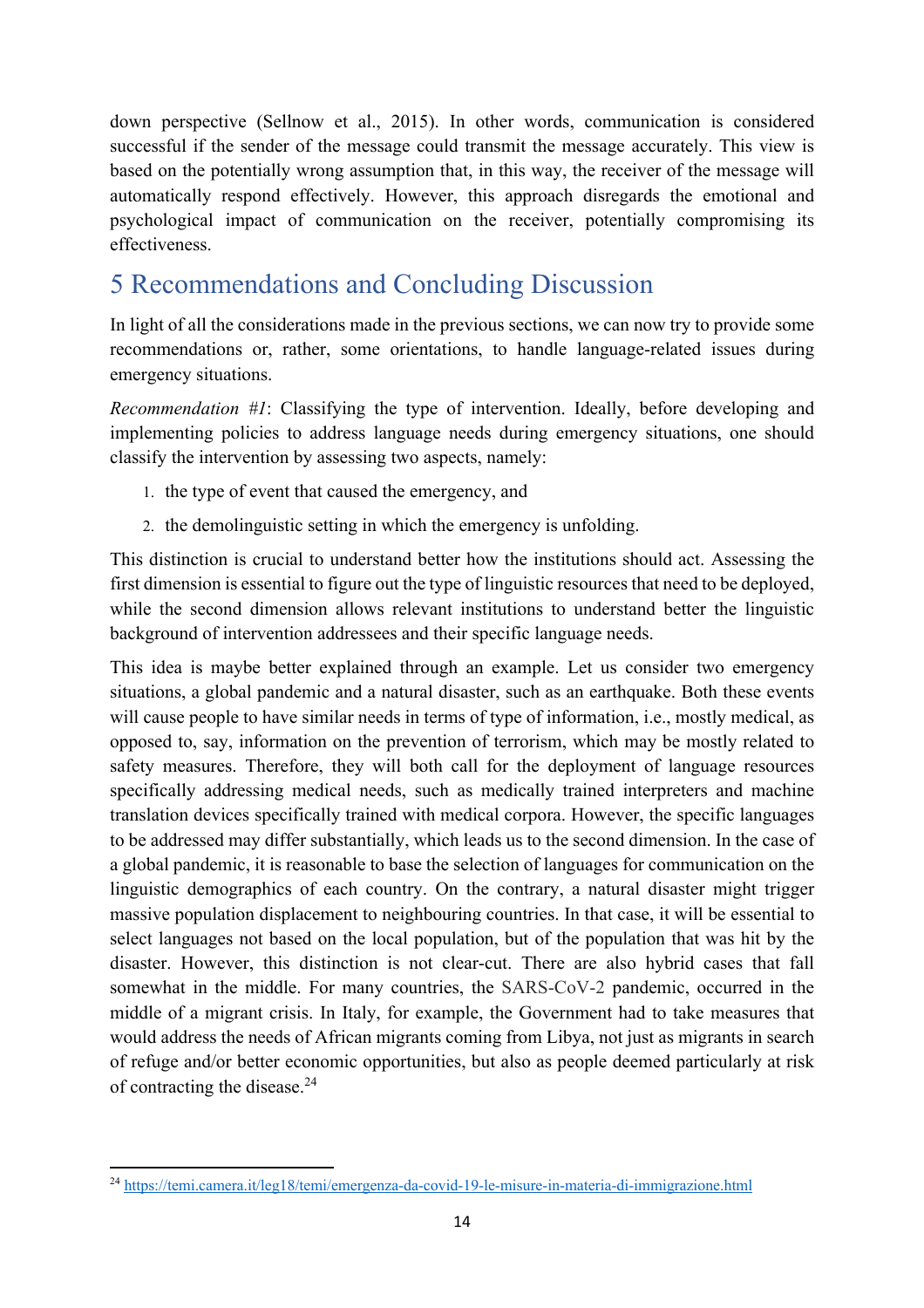down perspective (Sellnow et al., 2015). In other words, communication is considered successful if the sender of the message could transmit the message accurately. This view is based on the potentially wrong assumption that, in this way, the receiver of the message will automatically respond effectively. However, this approach disregards the emotional and psychological impact of communication on the receiver, potentially compromising its effectiveness.

## 5 Recommendations and Concluding Discussion

In light of all the considerations made in the previous sections, we can now try to provide some recommendations or, rather, some orientations, to handle language-related issues during emergency situations.

*Recommendation #1*: Classifying the type of intervention. Ideally, before developing and implementing policies to address language needs during emergency situations, one should classify the intervention by assessing two aspects, namely:

1. the type of event that caused the emergency, and
2. the demolinguistic setting in which the emergency is unfolding.

This distinction is crucial to understand better how the institutions should act. Assessing the first dimension is essential to figure out the type of linguistic resources that need to be deployed, while the second dimension allows relevant institutions to understand better the linguistic background of intervention addressees and their specific language needs.

This idea is maybe better explained through an example. Let us consider two emergency situations, a global pandemic and a natural disaster, such as an earthquake. Both these events will cause people to have similar needs in terms of type of information, i.e., mostly medical, as opposed to, say, information on the prevention of terrorism, which may be mostly related to safety measures. Therefore, they will both call for the deployment of language resources specifically addressing medical needs, such as medically trained interpreters and machine translation devices specifically trained with medical corpora. However, the specific languages to be addressed may differ substantially, which leads us to the second dimension. In the case of a global pandemic, it is reasonable to base the selection of languages for communication on the linguistic demographics of each country. On the contrary, a natural disaster might trigger massive population displacement to neighbouring countries. In that case, it will be essential to select languages not based on the local population, but of the population that was hit by the disaster. However, this distinction is not clear-cut. There are also hybrid cases that fall somewhat in the middle. For many countries, the SARS-CoV-2 pandemic, occurred in the middle of a migrant crisis. In Italy, for example, the Government had to take measures that would address the needs of African migrants coming from Libya, not just as migrants in search of refuge and/or better economic opportunities, but also as people deemed particularly at risk of contracting the disease.[24]

[24] https://temi.camera.it/leg18/temi/emergenza-da-covid-19-le-misure-in-materia-di-immigrazione.html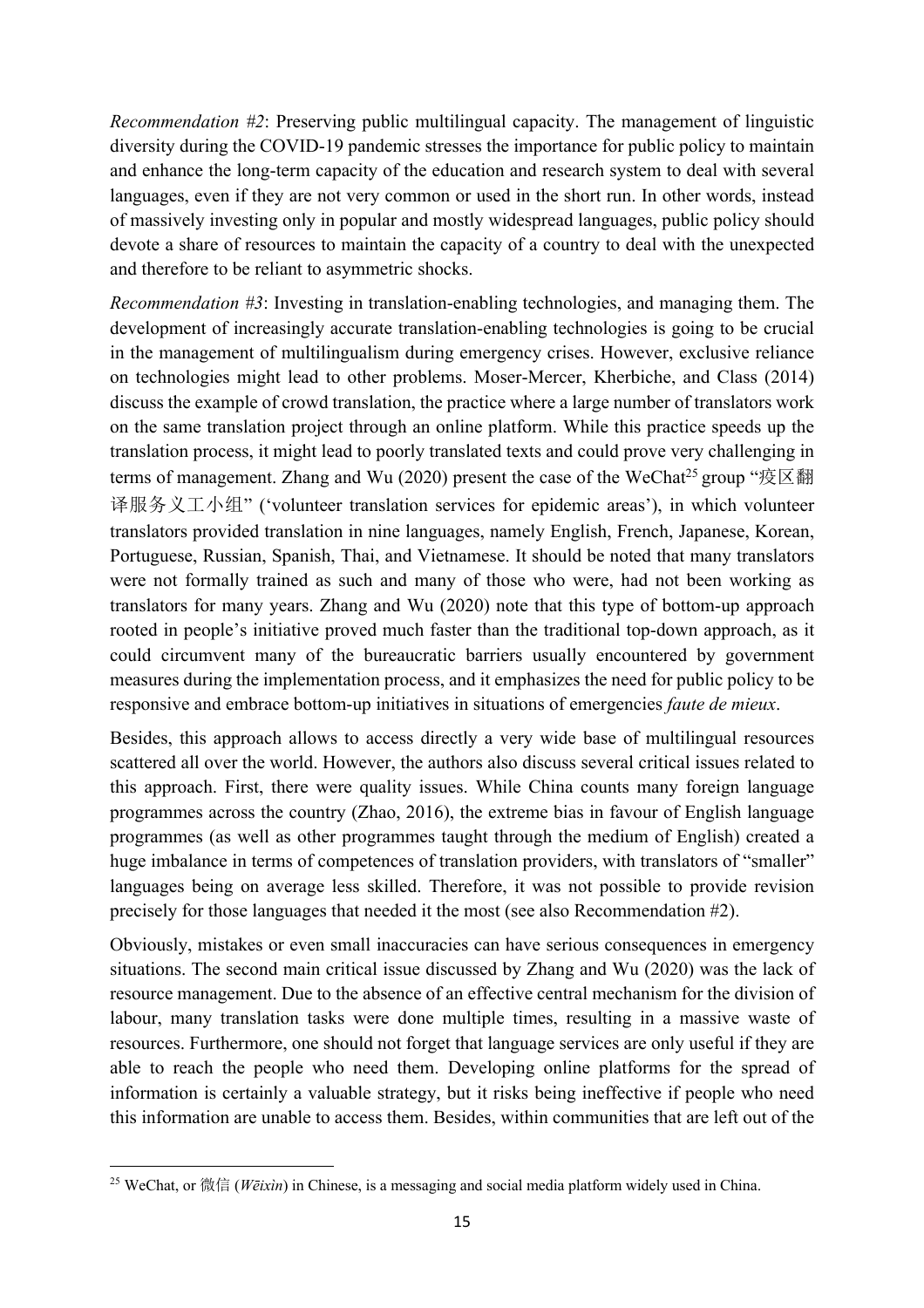*Recommendation #2*: Preserving public multilingual capacity. The management of linguistic diversity during the COVID-19 pandemic stresses the importance for public policy to maintain and enhance the long-term capacity of the education and research system to deal with several languages, even if they are not very common or used in the short run. In other words, instead of massively investing only in popular and mostly widespread languages, public policy should devote a share of resources to maintain the capacity of a country to deal with the unexpected and therefore to be reliant to asymmetric shocks.

*Recommendation #3*: Investing in translation-enabling technologies, and managing them. The development of increasingly accurate translation-enabling technologies is going to be crucial in the management of multilingualism during emergency crises. However, exclusive reliance on technologies might lead to other problems. Moser-Mercer, Kherbiche, and Class (2014) discuss the example of crowd translation, the practice where a large number of translators work on the same translation project through an online platform. While this practice speeds up the translation process, it might lead to poorly translated texts and could prove very challenging in terms of management. Zhang and Wu (2020) present the case of the WeChat[25] group "疫区翻译服务义工小组" ('volunteer translation services for epidemic areas'), in which volunteer translators provided translation in nine languages, namely English, French, Japanese, Korean, Portuguese, Russian, Spanish, Thai, and Vietnamese. It should be noted that many translators were not formally trained as such and many of those who were, had not been working as translators for many years. Zhang and Wu (2020) note that this type of bottom-up approach rooted in people's initiative proved much faster than the traditional top-down approach, as it could circumvent many of the bureaucratic barriers usually encountered by government measures during the implementation process, and it emphasizes the need for public policy to be responsive and embrace bottom-up initiatives in situations of emergencies *faute de mieux*.

Besides, this approach allows to access directly a very wide base of multilingual resources scattered all over the world. However, the authors also discuss several critical issues related to this approach. First, there were quality issues. While China counts many foreign language programmes across the country (Zhao, 2016), the extreme bias in favour of English language programmes (as well as other programmes taught through the medium of English) created a huge imbalance in terms of competences of translation providers, with translators of "smaller" languages being on average less skilled. Therefore, it was not possible to provide revision precisely for those languages that needed it the most (see also Recommendation #2).

Obviously, mistakes or even small inaccuracies can have serious consequences in emergency situations. The second main critical issue discussed by Zhang and Wu (2020) was the lack of resource management. Due to the absence of an effective central mechanism for the division of labour, many translation tasks were done multiple times, resulting in a massive waste of resources. Furthermore, one should not forget that language services are only useful if they are able to reach the people who need them. Developing online platforms for the spread of information is certainly a valuable strategy, but it risks being ineffective if people who need this information are unable to access them. Besides, within communities that are left out of the

[25] WeChat, or 微信 (*Wēixìn*) in Chinese, is a messaging and social media platform widely used in China.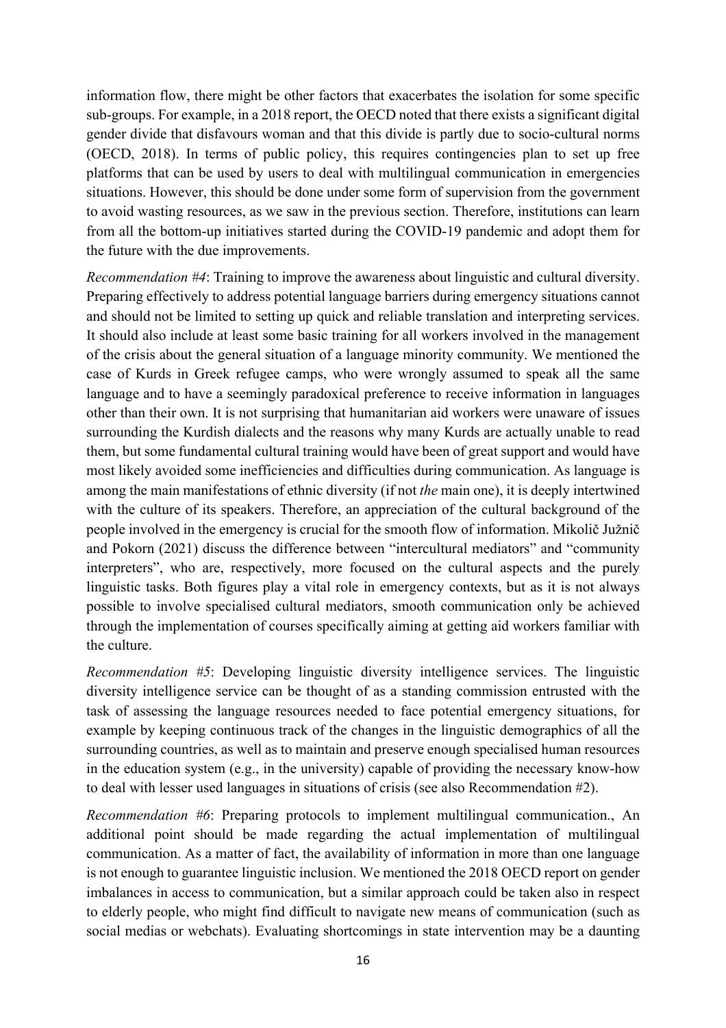information flow, there might be other factors that exacerbates the isolation for some specific sub-groups. For example, in a 2018 report, the OECD noted that there exists a significant digital gender divide that disfavours woman and that this divide is partly due to socio-cultural norms (OECD, 2018). In terms of public policy, this requires contingencies plan to set up free platforms that can be used by users to deal with multilingual communication in emergencies situations. However, this should be done under some form of supervision from the government to avoid wasting resources, as we saw in the previous section. Therefore, institutions can learn from all the bottom-up initiatives started during the COVID-19 pandemic and adopt them for the future with the due improvements.

*Recommendation #4*: Training to improve the awareness about linguistic and cultural diversity. Preparing effectively to address potential language barriers during emergency situations cannot and should not be limited to setting up quick and reliable translation and interpreting services. It should also include at least some basic training for all workers involved in the management of the crisis about the general situation of a language minority community. We mentioned the case of Kurds in Greek refugee camps, who were wrongly assumed to speak all the same language and to have a seemingly paradoxical preference to receive information in languages other than their own. It is not surprising that humanitarian aid workers were unaware of issues surrounding the Kurdish dialects and the reasons why many Kurds are actually unable to read them, but some fundamental cultural training would have been of great support and would have most likely avoided some inefficiencies and difficulties during communication. As language is among the main manifestations of ethnic diversity (if not *the* main one), it is deeply intertwined with the culture of its speakers. Therefore, an appreciation of the cultural background of the people involved in the emergency is crucial for the smooth flow of information. Mikolič Južnič and Pokorn (2021) discuss the difference between "intercultural mediators" and "community interpreters", who are, respectively, more focused on the cultural aspects and the purely linguistic tasks. Both figures play a vital role in emergency contexts, but as it is not always possible to involve specialised cultural mediators, smooth communication only be achieved through the implementation of courses specifically aiming at getting aid workers familiar with the culture.

*Recommendation #5*: Developing linguistic diversity intelligence services. The linguistic diversity intelligence service can be thought of as a standing commission entrusted with the task of assessing the language resources needed to face potential emergency situations, for example by keeping continuous track of the changes in the linguistic demographics of all the surrounding countries, as well as to maintain and preserve enough specialised human resources in the education system (e.g., in the university) capable of providing the necessary know-how to deal with lesser used languages in situations of crisis (see also Recommendation #2).

*Recommendation #6*: Preparing protocols to implement multilingual communication., An additional point should be made regarding the actual implementation of multilingual communication. As a matter of fact, the availability of information in more than one language is not enough to guarantee linguistic inclusion. We mentioned the 2018 OECD report on gender imbalances in access to communication, but a similar approach could be taken also in respect to elderly people, who might find difficult to navigate new means of communication (such as social medias or webchats). Evaluating shortcomings in state intervention may be a daunting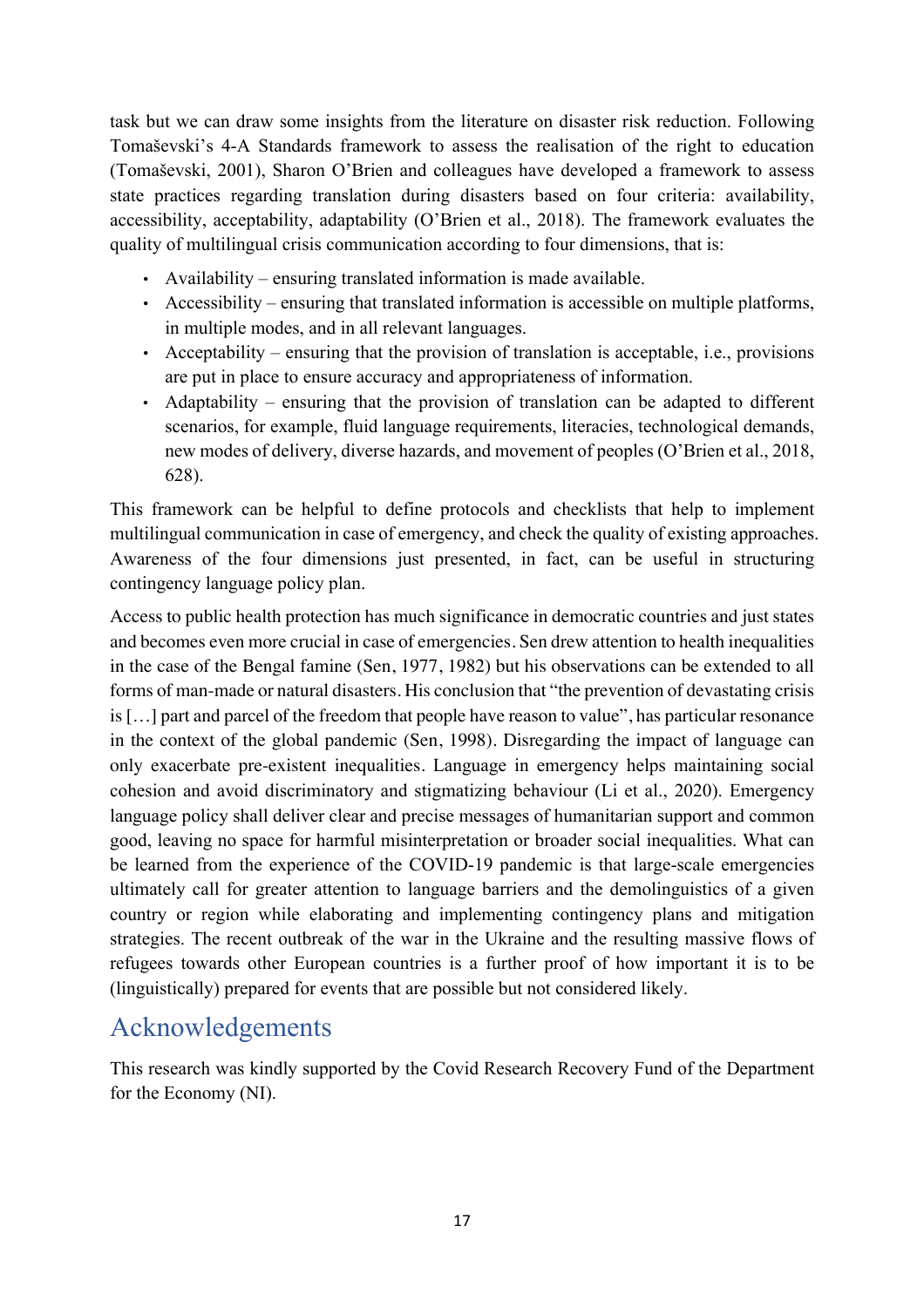task but we can draw some insights from the literature on disaster risk reduction. Following Tomaševski's 4-A Standards framework to assess the realisation of the right to education (Tomaševski, 2001), Sharon O'Brien and colleagues have developed a framework to assess state practices regarding translation during disasters based on four criteria: availability, accessibility, acceptability, adaptability (O'Brien et al., 2018). The framework evaluates the quality of multilingual crisis communication according to four dimensions, that is:

- Availability – ensuring translated information is made available.
- Accessibility – ensuring that translated information is accessible on multiple platforms, in multiple modes, and in all relevant languages.
- Acceptability – ensuring that the provision of translation is acceptable, i.e., provisions are put in place to ensure accuracy and appropriateness of information.
- Adaptability – ensuring that the provision of translation can be adapted to different scenarios, for example, fluid language requirements, literacies, technological demands, new modes of delivery, diverse hazards, and movement of peoples (O'Brien et al., 2018, 628).

This framework can be helpful to define protocols and checklists that help to implement multilingual communication in case of emergency, and check the quality of existing approaches. Awareness of the four dimensions just presented, in fact, can be useful in structuring contingency language policy plan.

Access to public health protection has much significance in democratic countries and just states and becomes even more crucial in case of emergencies. Sen drew attention to health inequalities in the case of the Bengal famine (Sen, 1977, 1982) but his observations can be extended to all forms of man-made or natural disasters. His conclusion that "the prevention of devastating crisis is […] part and parcel of the freedom that people have reason to value", has particular resonance in the context of the global pandemic (Sen, 1998). Disregarding the impact of language can only exacerbate pre-existent inequalities. Language in emergency helps maintaining social cohesion and avoid discriminatory and stigmatizing behaviour (Li et al., 2020). Emergency language policy shall deliver clear and precise messages of humanitarian support and common good, leaving no space for harmful misinterpretation or broader social inequalities. What can be learned from the experience of the COVID-19 pandemic is that large-scale emergencies ultimately call for greater attention to language barriers and the demolinguistics of a given country or region while elaborating and implementing contingency plans and mitigation strategies. The recent outbreak of the war in the Ukraine and the resulting massive flows of refugees towards other European countries is a further proof of how important it is to be (linguistically) prepared for events that are possible but not considered likely.

## Acknowledgements

This research was kindly supported by the Covid Research Recovery Fund of the Department for the Economy (NI).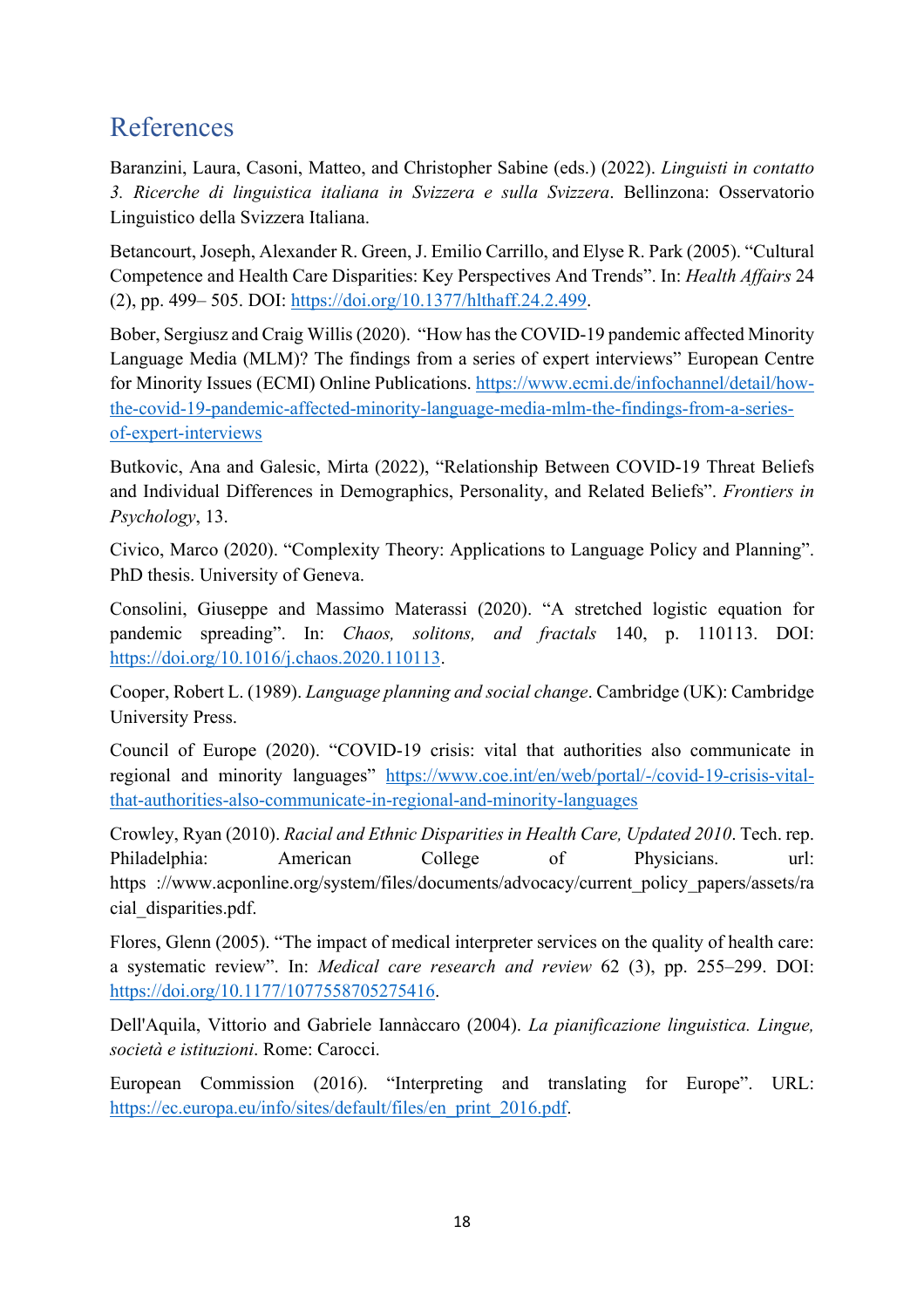## References

Baranzini, Laura, Casoni, Matteo, and Christopher Sabine (eds.) (2022). *Linguisti in contatto 3. Ricerche di linguistica italiana in Svizzera e sulla Svizzera*. Bellinzona: Osservatorio Linguistico della Svizzera Italiana.

Betancourt, Joseph, Alexander R. Green, J. Emilio Carrillo, and Elyse R. Park (2005). "Cultural Competence and Health Care Disparities: Key Perspectives And Trends". In: *Health Affairs* 24 (2), pp. 499– 505. DOI: https://doi.org/10.1377/hlthaff.24.2.499.

Bober, Sergiusz and Craig Willis (2020). "How has the COVID-19 pandemic affected Minority Language Media (MLM)? The findings from a series of expert interviews" European Centre for Minority Issues (ECMI) Online Publications. https://www.ecmi.de/infochannel/detail/how-the-covid-19-pandemic-affected-minority-language-media-mlm-the-findings-from-a-series-of-expert-interviews

Butkovic, Ana and Galesic, Mirta (2022), "Relationship Between COVID-19 Threat Beliefs and Individual Differences in Demographics, Personality, and Related Beliefs". *Frontiers in Psychology*, 13.

Civico, Marco (2020). "Complexity Theory: Applications to Language Policy and Planning". PhD thesis. University of Geneva.

Consolini, Giuseppe and Massimo Materassi (2020). "A stretched logistic equation for pandemic spreading". In: *Chaos, solitons, and fractals* 140, p. 110113. DOI: https://doi.org/10.1016/j.chaos.2020.110113.

Cooper, Robert L. (1989). *Language planning and social change*. Cambridge (UK): Cambridge University Press.

Council of Europe (2020). "COVID-19 crisis: vital that authorities also communicate in regional and minority languages" https://www.coe.int/en/web/portal/-/covid-19-crisis-vital-that-authorities-also-communicate-in-regional-and-minority-languages

Crowley, Ryan (2010). *Racial and Ethnic Disparities in Health Care, Updated 2010*. Tech. rep. Philadelphia: American College of Physicians. url: https ://www.acponline.org/system/files/documents/advocacy/current_policy_papers/assets/racial_disparities.pdf.

Flores, Glenn (2005). "The impact of medical interpreter services on the quality of health care: a systematic review". In: *Medical care research and review* 62 (3), pp. 255–299. DOI: https://doi.org/10.1177/1077558705275416.

Dell'Aquila, Vittorio and Gabriele Iannàccaro (2004). *La pianificazione linguistica. Lingue, società e istituzioni*. Rome: Carocci.

European Commission (2016). "Interpreting and translating for Europe". URL: https://ec.europa.eu/info/sites/default/files/en_print_2016.pdf.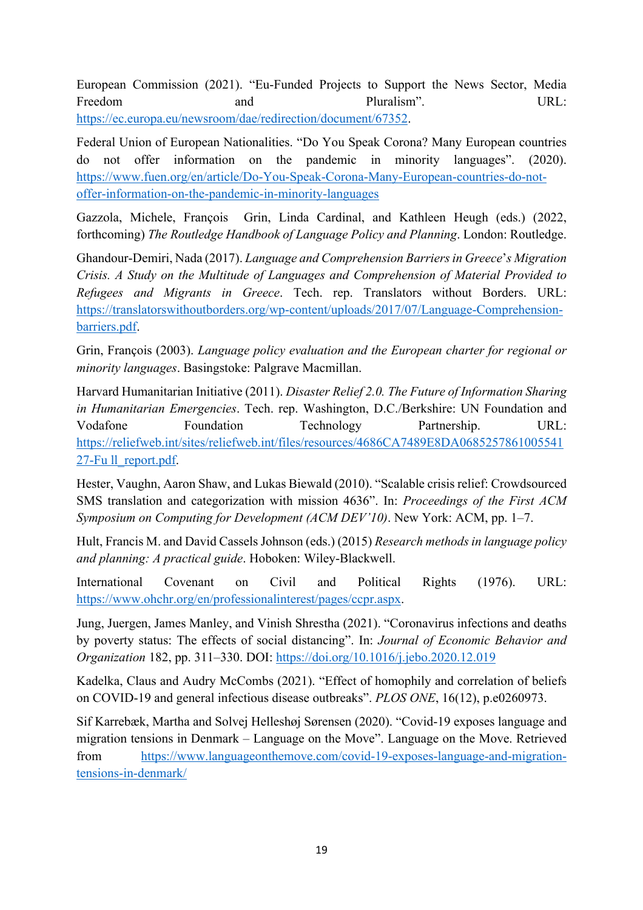European Commission (2021). "Eu-Funded Projects to Support the News Sector, Media Freedom and Pluralism". URL: https://ec.europa.eu/newsroom/dae/redirection/document/67352.

Federal Union of European Nationalities. "Do You Speak Corona? Many European countries do not offer information on the pandemic in minority languages". (2020). https://www.fuen.org/en/article/Do-You-Speak-Corona-Many-European-countries-do-not-offer-information-on-the-pandemic-in-minority-languages

Gazzola, Michele, François Grin, Linda Cardinal, and Kathleen Heugh (eds.) (2022, forthcoming) *The Routledge Handbook of Language Policy and Planning*. London: Routledge.

Ghandour-Demiri, Nada (2017). *Language and Comprehension Barriers in Greece's Migration Crisis. A Study on the Multitude of Languages and Comprehension of Material Provided to Refugees and Migrants in Greece*. Tech. rep. Translators without Borders. URL: https://translatorswithoutborders.org/wp-content/uploads/2017/07/Language-Comprehension-barriers.pdf.

Grin, François (2003). *Language policy evaluation and the European charter for regional or minority languages*. Basingstoke: Palgrave Macmillan.

Harvard Humanitarian Initiative (2011). *Disaster Relief 2.0. The Future of Information Sharing in Humanitarian Emergencies*. Tech. rep. Washington, D.C./Berkshire: UN Foundation and Vodafone Foundation Technology Partnership. URL: https://reliefweb.int/sites/reliefweb.int/files/resources/4686CA7489E8DA068525786100554127-Fu ll_report.pdf.

Hester, Vaughn, Aaron Shaw, and Lukas Biewald (2010). "Scalable crisis relief: Crowdsourced SMS translation and categorization with mission 4636". In: *Proceedings of the First ACM Symposium on Computing for Development (ACM DEV'10)*. New York: ACM, pp. 1–7.

Hult, Francis M. and David Cassels Johnson (eds.) (2015) *Research methods in language policy and planning: A practical guide*. Hoboken: Wiley-Blackwell.

International Covenant on Civil and Political Rights (1976). URL: https://www.ohchr.org/en/professionalinterest/pages/ccpr.aspx.

Jung, Juergen, James Manley, and Vinish Shrestha (2021). "Coronavirus infections and deaths by poverty status: The effects of social distancing". In: *Journal of Economic Behavior and Organization* 182, pp. 311–330. DOI: https://doi.org/10.1016/j.jebo.2020.12.019

Kadelka, Claus and Audry McCombs (2021). "Effect of homophily and correlation of beliefs on COVID-19 and general infectious disease outbreaks". *PLOS ONE*, 16(12), p.e0260973.

Sif Karrebæk, Martha and Solvej Helleshøj Sørensen (2020). "Covid-19 exposes language and migration tensions in Denmark – Language on the Move". Language on the Move. Retrieved from https://www.languageonthemove.com/covid-19-exposes-language-and-migration-tensions-in-denmark/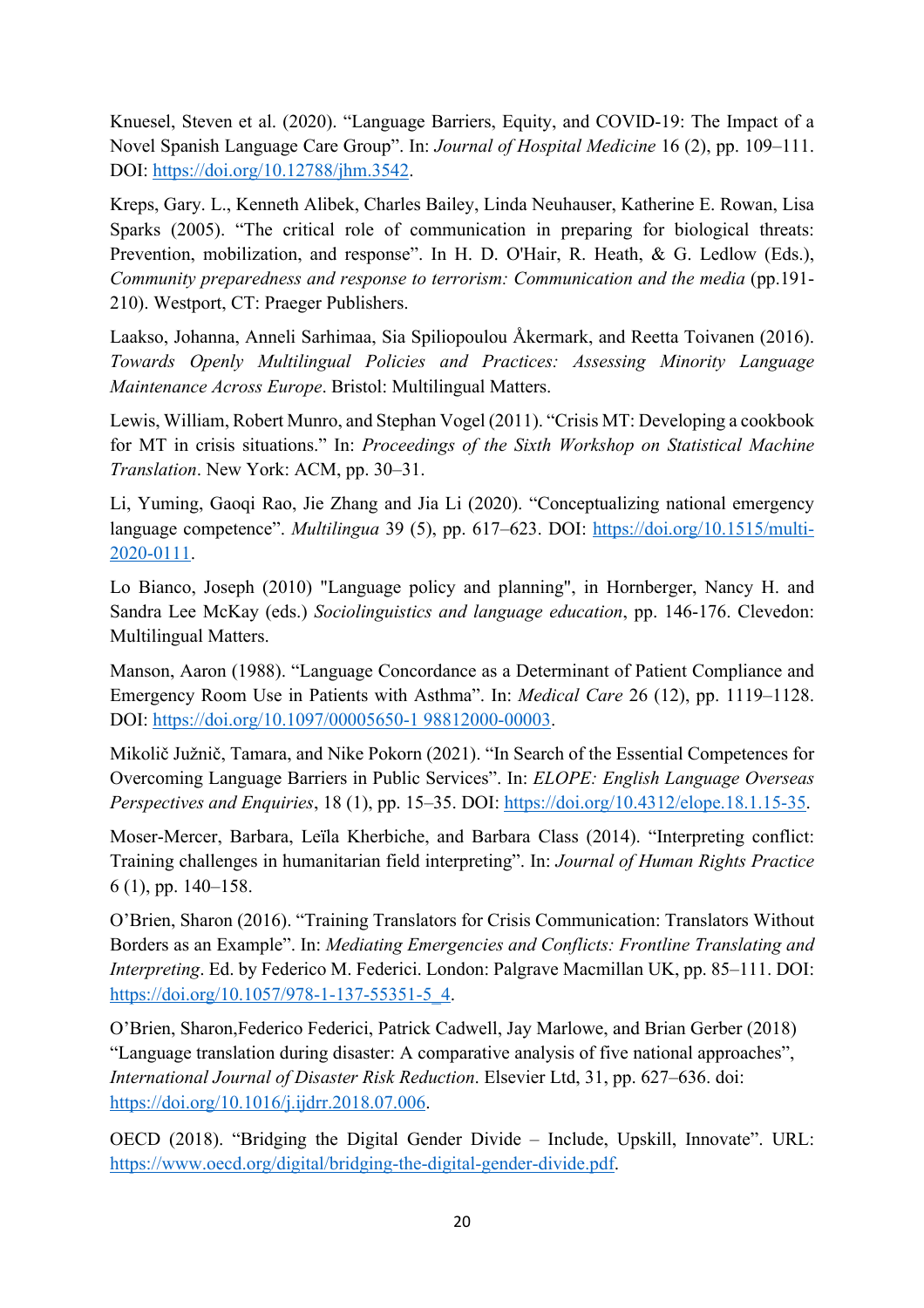Knuesel, Steven et al. (2020). "Language Barriers, Equity, and COVID-19: The Impact of a Novel Spanish Language Care Group". In: *Journal of Hospital Medicine* 16 (2), pp. 109–111. DOI: https://doi.org/10.12788/jhm.3542.

Kreps, Gary. L., Kenneth Alibek, Charles Bailey, Linda Neuhauser, Katherine E. Rowan, Lisa Sparks (2005). "The critical role of communication in preparing for biological threats: Prevention, mobilization, and response". In H. D. O'Hair, R. Heath, & G. Ledlow (Eds.), *Community preparedness and response to terrorism: Communication and the media* (pp.191-210). Westport, CT: Praeger Publishers.

Laakso, Johanna, Anneli Sarhimaa, Sia Spiliopoulou Åkermark, and Reetta Toivanen (2016). *Towards Openly Multilingual Policies and Practices: Assessing Minority Language Maintenance Across Europe*. Bristol: Multilingual Matters.

Lewis, William, Robert Munro, and Stephan Vogel (2011). "Crisis MT: Developing a cookbook for MT in crisis situations." In: *Proceedings of the Sixth Workshop on Statistical Machine Translation*. New York: ACM, pp. 30–31.

Li, Yuming, Gaoqi Rao, Jie Zhang and Jia Li (2020). "Conceptualizing national emergency language competence". *Multilingua* 39 (5), pp. 617–623. DOI: https://doi.org/10.1515/multi-2020-0111.

Lo Bianco, Joseph (2010) "Language policy and planning", in Hornberger, Nancy H. and Sandra Lee McKay (eds.) *Sociolinguistics and language education*, pp. 146-176. Clevedon: Multilingual Matters.

Manson, Aaron (1988). "Language Concordance as a Determinant of Patient Compliance and Emergency Room Use in Patients with Asthma". In: *Medical Care* 26 (12), pp. 1119–1128. DOI: https://doi.org/10.1097/00005650-1 98812000-00003.

Mikolič Južnič, Tamara, and Nike Pokorn (2021). "In Search of the Essential Competences for Overcoming Language Barriers in Public Services". In: *ELOPE: English Language Overseas Perspectives and Enquiries*, 18 (1), pp. 15–35. DOI: https://doi.org/10.4312/elope.18.1.15-35.

Moser-Mercer, Barbara, Leïla Kherbiche, and Barbara Class (2014). "Interpreting conflict: Training challenges in humanitarian field interpreting". In: *Journal of Human Rights Practice* 6 (1), pp. 140–158.

O'Brien, Sharon (2016). "Training Translators for Crisis Communication: Translators Without Borders as an Example". In: *Mediating Emergencies and Conflicts: Frontline Translating and Interpreting*. Ed. by Federico M. Federici. London: Palgrave Macmillan UK, pp. 85–111. DOI: https://doi.org/10.1057/978-1-137-55351-5_4.

O'Brien, Sharon,Federico Federici, Patrick Cadwell, Jay Marlowe, and Brian Gerber (2018) "Language translation during disaster: A comparative analysis of five national approaches", *International Journal of Disaster Risk Reduction*. Elsevier Ltd, 31, pp. 627–636. doi: https://doi.org/10.1016/j.ijdrr.2018.07.006.

OECD (2018). "Bridging the Digital Gender Divide – Include, Upskill, Innovate". URL: https://www.oecd.org/digital/bridging-the-digital-gender-divide.pdf.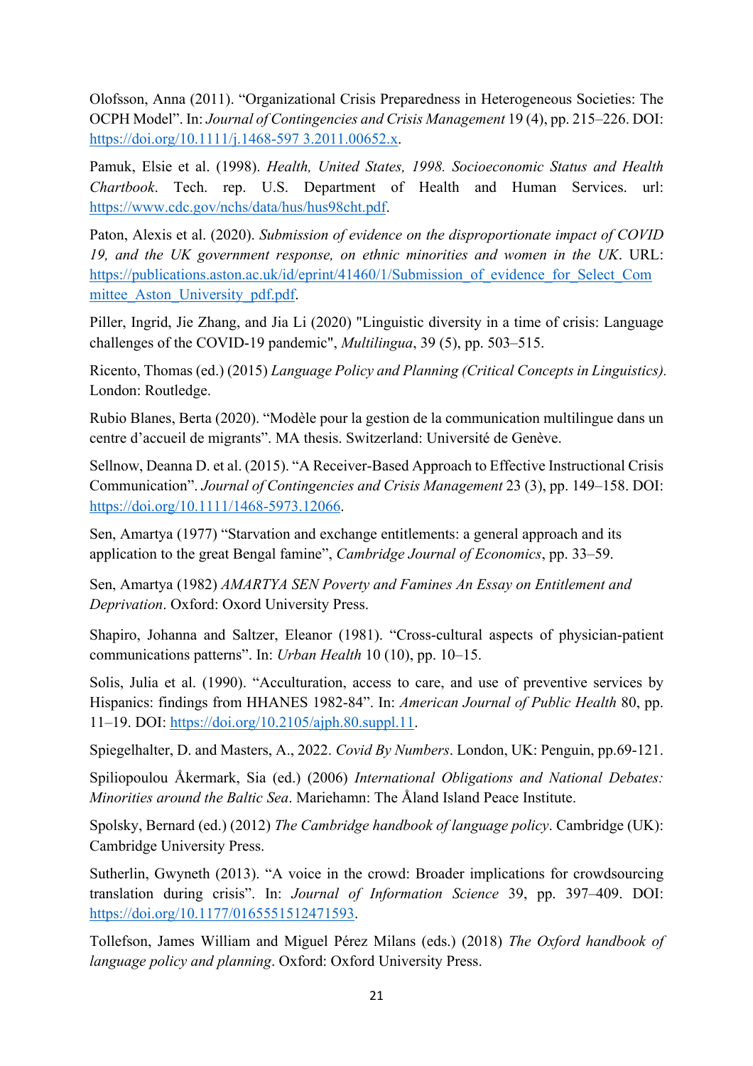Olofsson, Anna (2011). “Organizational Crisis Preparedness in Heterogeneous Societies: The OCPH Model”. In: *Journal of Contingencies and Crisis Management* 19 (4), pp. 215–226. DOI: https://doi.org/10.1111/j.1468-597 3.2011.00652.x.

Pamuk, Elsie et al. (1998). *Health, United States, 1998. Socioeconomic Status and Health Chartbook*. Tech. rep. U.S. Department of Health and Human Services. url: https://www.cdc.gov/nchs/data/hus/hus98cht.pdf.

Paton, Alexis et al. (2020). *Submission of evidence on the disproportionate impact of COVID 19, and the UK government response, on ethnic minorities and women in the UK*. URL: https://publications.aston.ac.uk/id/eprint/41460/1/Submission_of_evidence_for_Select_Committee_Aston_University_pdf.pdf.

Piller, Ingrid, Jie Zhang, and Jia Li (2020) "Linguistic diversity in a time of crisis: Language challenges of the COVID-19 pandemic", *Multilingua*, 39 (5), pp. 503–515.

Ricento, Thomas (ed.) (2015) *Language Policy and Planning (Critical Concepts in Linguistics).* London: Routledge.

Rubio Blanes, Berta (2020). “Modèle pour la gestion de la communication multilingue dans un centre d’accueil de migrants”. MA thesis. Switzerland: Université de Genève.

Sellnow, Deanna D. et al. (2015). “A Receiver-Based Approach to Effective Instructional Crisis Communication”. *Journal of Contingencies and Crisis Management* 23 (3), pp. 149–158. DOI: https://doi.org/10.1111/1468-5973.12066.

Sen, Amartya (1977) “Starvation and exchange entitlements: a general approach and its application to the great Bengal famine”, *Cambridge Journal of Economics*, pp. 33–59.

Sen, Amartya (1982) *AMARTYA SEN Poverty and Famines An Essay on Entitlement and Deprivation*. Oxford: Oxord University Press.

Shapiro, Johanna and Saltzer, Eleanor (1981). “Cross-cultural aspects of physician-patient communications patterns”. In: *Urban Health* 10 (10), pp. 10–15.

Solis, Julia et al. (1990). “Acculturation, access to care, and use of preventive services by Hispanics: findings from HHANES 1982-84”. In: *American Journal of Public Health* 80, pp. 11–19. DOI: https://doi.org/10.2105/ajph.80.suppl.11.

Spiegelhalter, D. and Masters, A., 2022. *Covid By Numbers*. London, UK: Penguin, pp.69-121.

Spiliopoulou Åkermark, Sia (ed.) (2006) *International Obligations and National Debates: Minorities around the Baltic Sea*. Mariehamn: The Åland Island Peace Institute.

Spolsky, Bernard (ed.) (2012) *The Cambridge handbook of language policy*. Cambridge (UK): Cambridge University Press.

Sutherlin, Gwyneth (2013). “A voice in the crowd: Broader implications for crowdsourcing translation during crisis”. In: *Journal of Information Science* 39, pp. 397–409. DOI: https://doi.org/10.1177/0165551512471593.

Tollefson, James William and Miguel Pérez Milans (eds.) (2018) *The Oxford handbook of language policy and planning*. Oxford: Oxford University Press.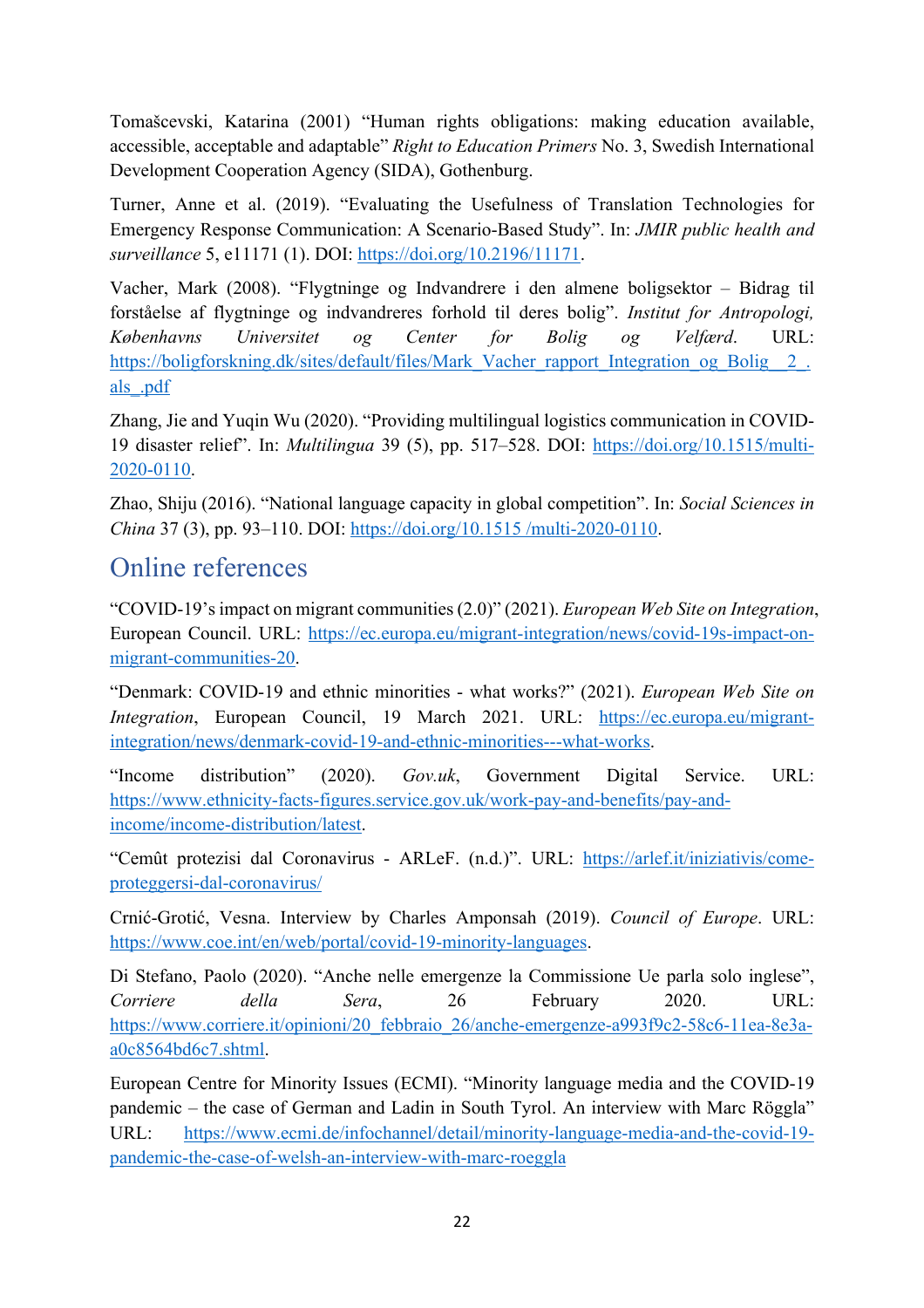Tomašcevski, Katarina (2001) "Human rights obligations: making education available, accessible, acceptable and adaptable" *Right to Education Primers* No. 3, Swedish International Development Cooperation Agency (SIDA), Gothenburg.

Turner, Anne et al. (2019). "Evaluating the Usefulness of Translation Technologies for Emergency Response Communication: A Scenario-Based Study". In: *JMIR public health and surveillance* 5, e11171 (1). DOI: https://doi.org/10.2196/11171.

Vacher, Mark (2008). "Flygtninge og Indvandrere i den almene boligsektor – Bidrag til forståelse af flygtninge og indvandreres forhold til deres bolig". *Institut for Antropologi, Københavns Universitet og Center for Bolig og Velfærd*. URL: https://boligforskning.dk/sites/default/files/Mark_Vacher_rapport_Integration_og_Bolig__2_.als_.pdf

Zhang, Jie and Yuqin Wu (2020). "Providing multilingual logistics communication in COVID-19 disaster relief". In: *Multilingua* 39 (5), pp. 517–528. DOI: https://doi.org/10.1515/multi-2020-0110.

Zhao, Shiju (2016). "National language capacity in global competition". In: *Social Sciences in China* 37 (3), pp. 93–110. DOI: https://doi.org/10.1515 /multi-2020-0110.

## Online references

"COVID-19's impact on migrant communities (2.0)" (2021). *European Web Site on Integration*, European Council. URL: https://ec.europa.eu/migrant-integration/news/covid-19s-impact-on-migrant-communities-20.

"Denmark: COVID-19 and ethnic minorities - what works?" (2021). *European Web Site on Integration*, European Council, 19 March 2021. URL: https://ec.europa.eu/migrant-integration/news/denmark-covid-19-and-ethnic-minorities---what-works.

"Income distribution" (2020). *Gov.uk*, Government Digital Service. URL: https://www.ethnicity-facts-figures.service.gov.uk/work-pay-and-benefits/pay-and-income/income-distribution/latest.

"Cemût protezisi dal Coronavirus - ARLeF. (n.d.)". URL: https://arlef.it/iniziativis/come-proteggersi-dal-coronavirus/

Crnić-Grotić, Vesna. Interview by Charles Amponsah (2019). *Council of Europe*. URL: https://www.coe.int/en/web/portal/covid-19-minority-languages.

Di Stefano, Paolo (2020). "Anche nelle emergenze la Commissione Ue parla solo inglese", *Corriere della Sera*, 26 February 2020. URL: https://www.corriere.it/opinioni/20_febbraio_26/anche-emergenze-a993f9c2-58c6-11ea-8e3a-a0c8564bd6c7.shtml.

European Centre for Minority Issues (ECMI). "Minority language media and the COVID-19 pandemic – the case of German and Ladin in South Tyrol. An interview with Marc Röggla" URL: https://www.ecmi.de/infochannel/detail/minority-language-media-and-the-covid-19-pandemic-the-case-of-welsh-an-interview-with-marc-roeggla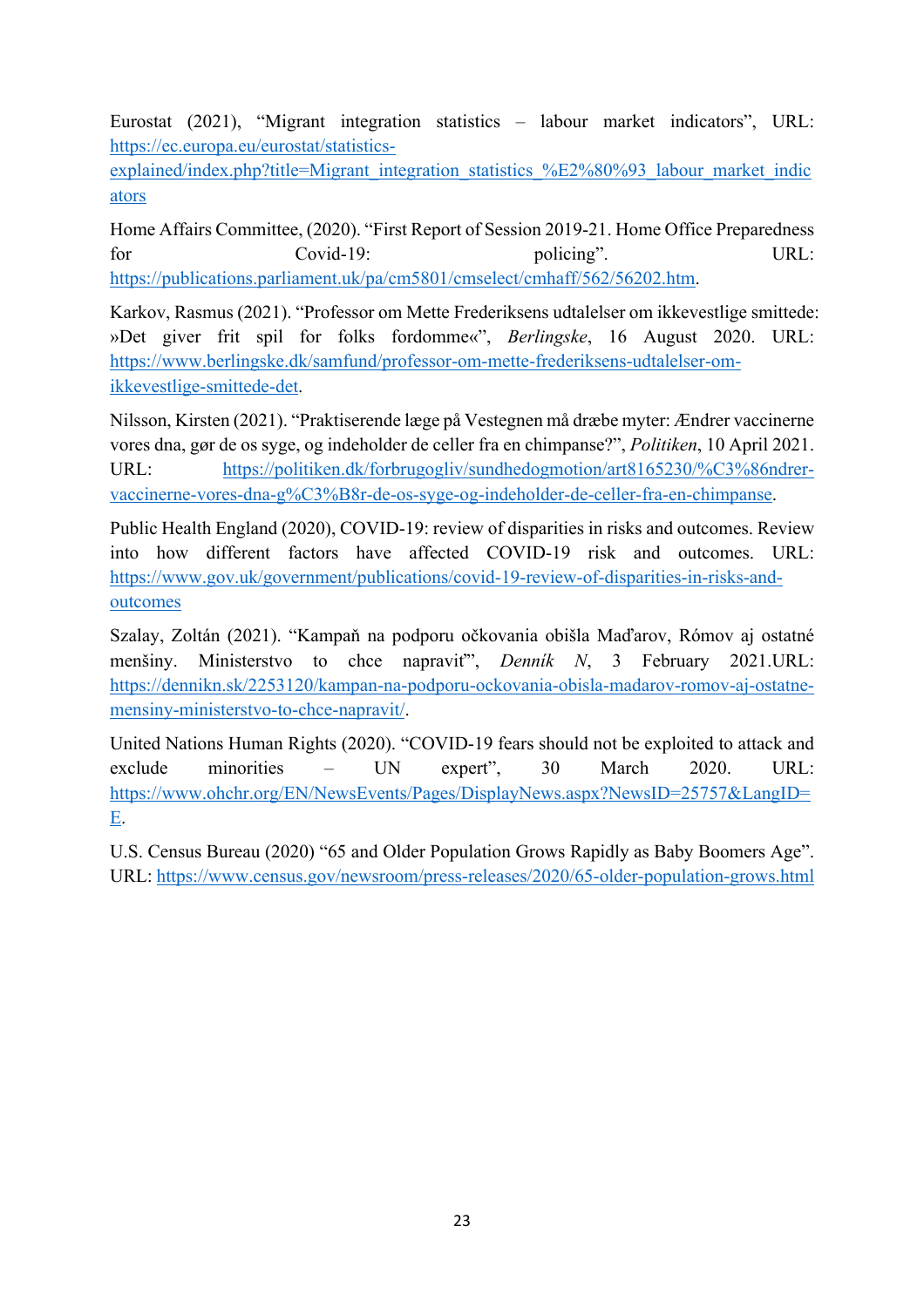Eurostat (2021), "Migrant integration statistics – labour market indicators", URL: https://ec.europa.eu/eurostat/statistics-explained/index.php?title=Migrant_integration_statistics_%E2%80%93_labour_market_indicators

Home Affairs Committee, (2020). "First Report of Session 2019-21. Home Office Preparedness for Covid-19: policing". URL: https://publications.parliament.uk/pa/cm5801/cmselect/cmhaff/562/56202.htm.

Karkov, Rasmus (2021). "Professor om Mette Frederiksens udtalelser om ikkevestlige smittede: »Det giver frit spil for folks fordomme«", *Berlingske*, 16 August 2020. URL: https://www.berlingske.dk/samfund/professor-om-mette-frederiksens-udtalelser-om-ikkevestlige-smittede-det.

Nilsson, Kirsten (2021). "Praktiserende læge på Vestegnen må dræbe myter: Ændrer vaccinerne vores dna, gør de os syge, og indeholder de celler fra en chimpanse?", *Politiken*, 10 April 2021. URL: https://politiken.dk/forbrugogliv/sundhedogmotion/art8165230/%C3%86ndrer-vaccinerne-vores-dna-g%C3%B8r-de-os-syge-og-indeholder-de-celler-fra-en-chimpanse.

Public Health England (2020), COVID-19: review of disparities in risks and outcomes. Review into how different factors have affected COVID-19 risk and outcomes. URL: https://www.gov.uk/government/publications/covid-19-review-of-disparities-in-risks-and-outcomes

Szalay, Zoltán (2021). "Kampaň na podporu očkovania obišla Maďarov, Rómov aj ostatné menšiny. Ministerstvo to chce napravit'", *Denník N*, 3 February 2021.URL: https://dennikn.sk/2253120/kampan-na-podporu-ockovania-obisla-madarov-romov-aj-ostatne-mensiny-ministerstvo-to-chce-napravit/.

United Nations Human Rights (2020). "COVID-19 fears should not be exploited to attack and exclude minorities – UN expert", 30 March 2020. URL: https://www.ohchr.org/EN/NewsEvents/Pages/DisplayNews.aspx?NewsID=25757&LangID=E.

U.S. Census Bureau (2020) "65 and Older Population Grows Rapidly as Baby Boomers Age". URL: https://www.census.gov/newsroom/press-releases/2020/65-older-population-grows.html